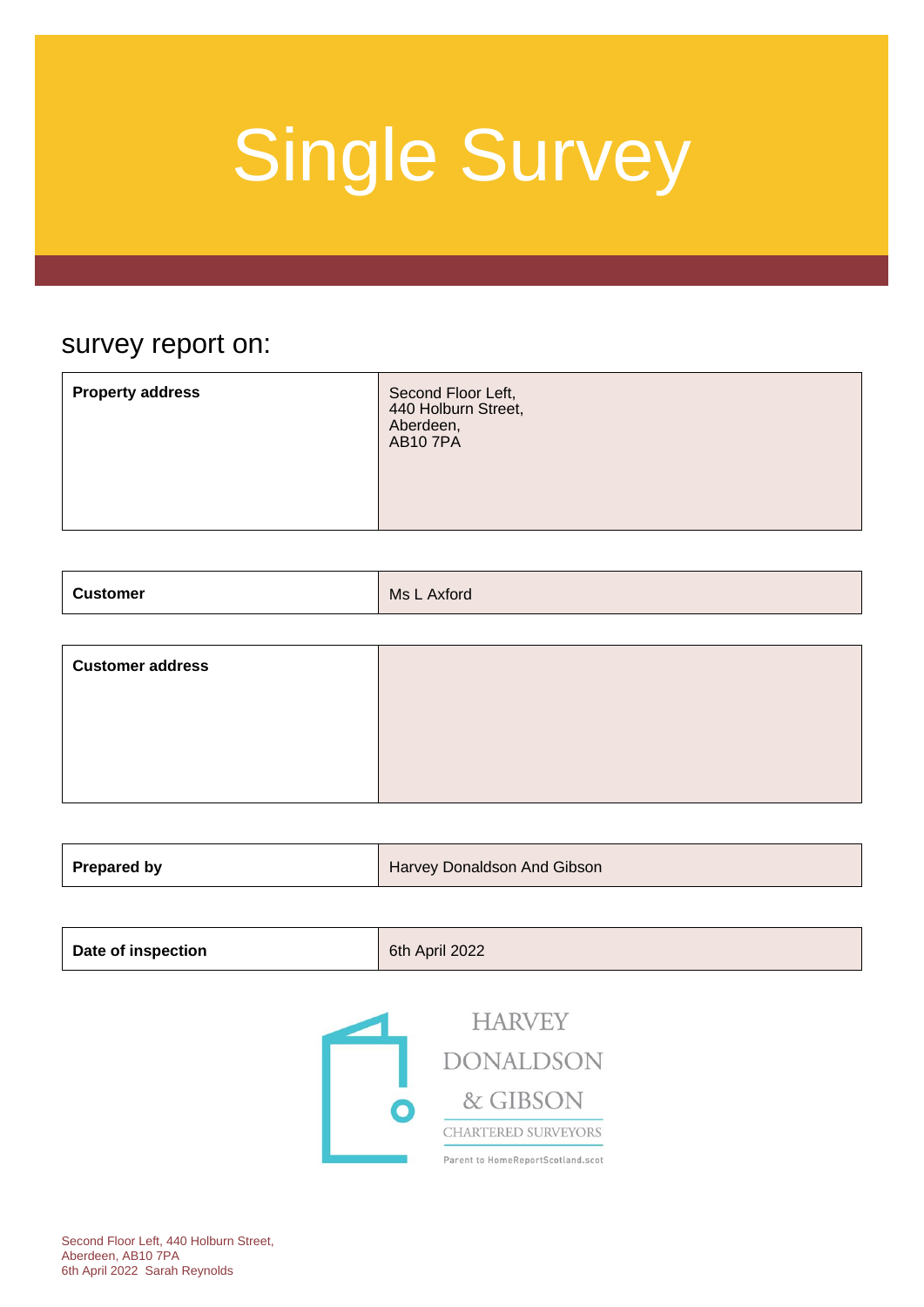# Single Survey

## survey report on:

| | |
|---|---|
| **Property address** | Second Floor Left,<br>440 Holburn Street,<br>Aberdeen,<br>AB10 7PA |

| | |
|---|---|
| **Customer** | Ms L Axford |

| | |
|---|---|
| **Customer address** | |

| | |
|---|---|
| **Prepared by** | Harvey Donaldson And Gibson |

| | |
|---|---|
| **Date of inspection** | 6th April 2022 |

HARVEY DONALDSON & GIBSON
CHARTERED SURVEYORS
Parent to HomeReportScotland.scot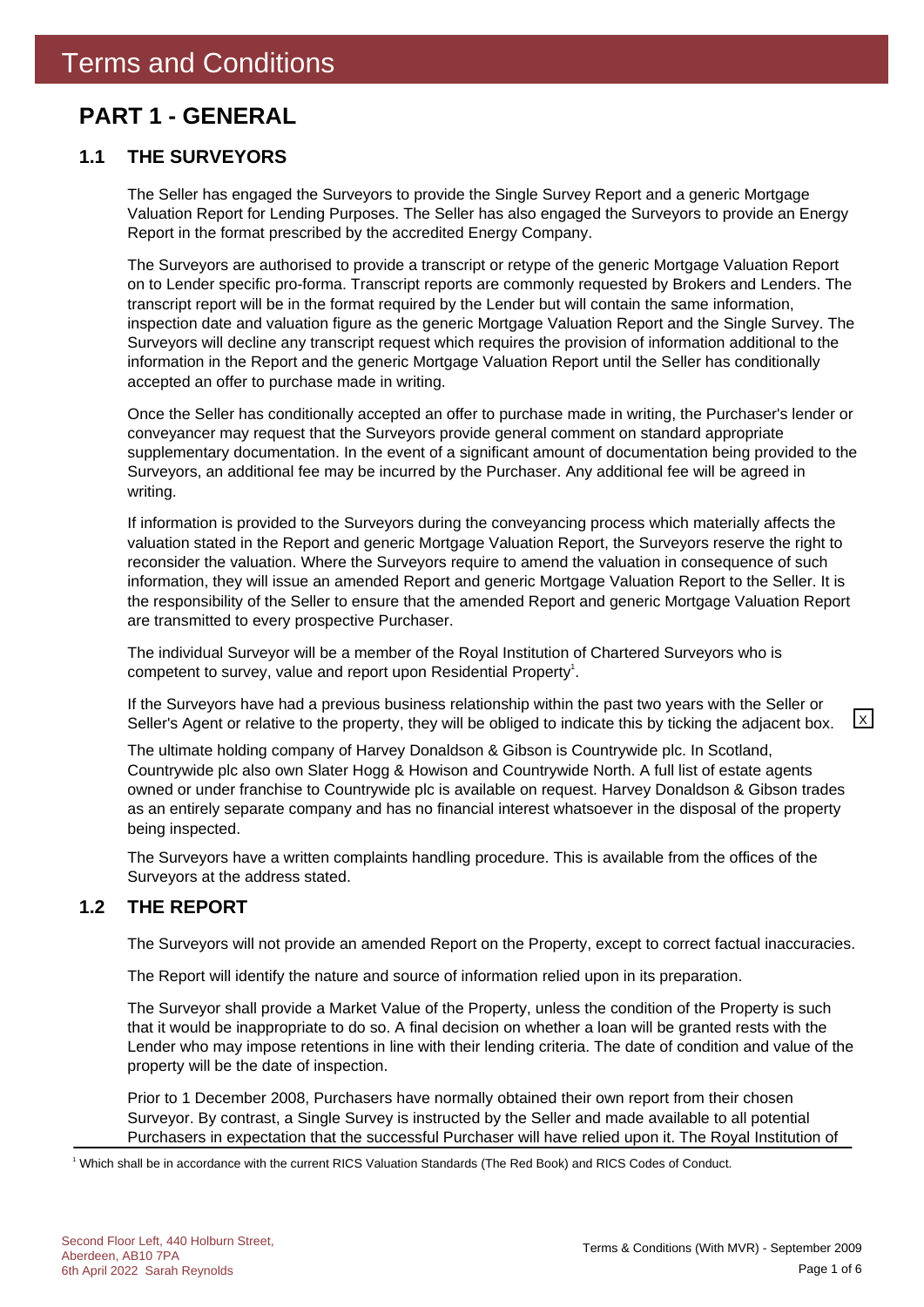# Terms and Conditions

## PART 1 - GENERAL

### 1.1 THE SURVEYORS

The Seller has engaged the Surveyors to provide the Single Survey Report and a generic Mortgage Valuation Report for Lending Purposes. The Seller has also engaged the Surveyors to provide an Energy Report in the format prescribed by the accredited Energy Company.

The Surveyors are authorised to provide a transcript or retype of the generic Mortgage Valuation Report on to Lender specific pro-forma. Transcript reports are commonly requested by Brokers and Lenders. The transcript report will be in the format required by the Lender but will contain the same information, inspection date and valuation figure as the generic Mortgage Valuation Report and the Single Survey. The Surveyors will decline any transcript request which requires the provision of information additional to the information in the Report and the generic Mortgage Valuation Report until the Seller has conditionally accepted an offer to purchase made in writing.

Once the Seller has conditionally accepted an offer to purchase made in writing, the Purchaser's lender or conveyancer may request that the Surveyors provide general comment on standard appropriate supplementary documentation. In the event of a significant amount of documentation being provided to the Surveyors, an additional fee may be incurred by the Purchaser. Any additional fee will be agreed in writing.

If information is provided to the Surveyors during the conveyancing process which materially affects the valuation stated in the Report and generic Mortgage Valuation Report, the Surveyors reserve the right to reconsider the valuation. Where the Surveyors require to amend the valuation in consequence of such information, they will issue an amended Report and generic Mortgage Valuation Report to the Seller. It is the responsibility of the Seller to ensure that the amended Report and generic Mortgage Valuation Report are transmitted to every prospective Purchaser.

The individual Surveyor will be a member of the Royal Institution of Chartered Surveyors who is competent to survey, value and report upon Residential Property[1].

If the Surveyors have had a previous business relationship within the past two years with the Seller or Seller's Agent or relative to the property, they will be obliged to indicate this by ticking the adjacent box. [X]

The ultimate holding company of Harvey Donaldson & Gibson is Countrywide plc. In Scotland, Countrywide plc also own Slater Hogg & Howison and Countrywide North. A full list of estate agents owned or under franchise to Countrywide plc is available on request. Harvey Donaldson & Gibson trades as an entirely separate company and has no financial interest whatsoever in the disposal of the property being inspected.

The Surveyors have a written complaints handling procedure. This is available from the offices of the Surveyors at the address stated.

### 1.2 THE REPORT

The Surveyors will not provide an amended Report on the Property, except to correct factual inaccuracies.

The Report will identify the nature and source of information relied upon in its preparation.

The Surveyor shall provide a Market Value of the Property, unless the condition of the Property is such that it would be inappropriate to do so. A final decision on whether a loan will be granted rests with the Lender who may impose retentions in line with their lending criteria. The date of condition and value of the property will be the date of inspection.

Prior to 1 December 2008, Purchasers have normally obtained their own report from their chosen Surveyor. By contrast, a Single Survey is instructed by the Seller and made available to all potential Purchasers in expectation that the successful Purchaser will have relied upon it. The Royal Institution of

[1] Which shall be in accordance with the current RICS Valuation Standards (The Red Book) and RICS Codes of Conduct.

Second Floor Left, 440 Holburn Street, Aberdeen, AB10 7PA
6th April 2022 Sarah Reynolds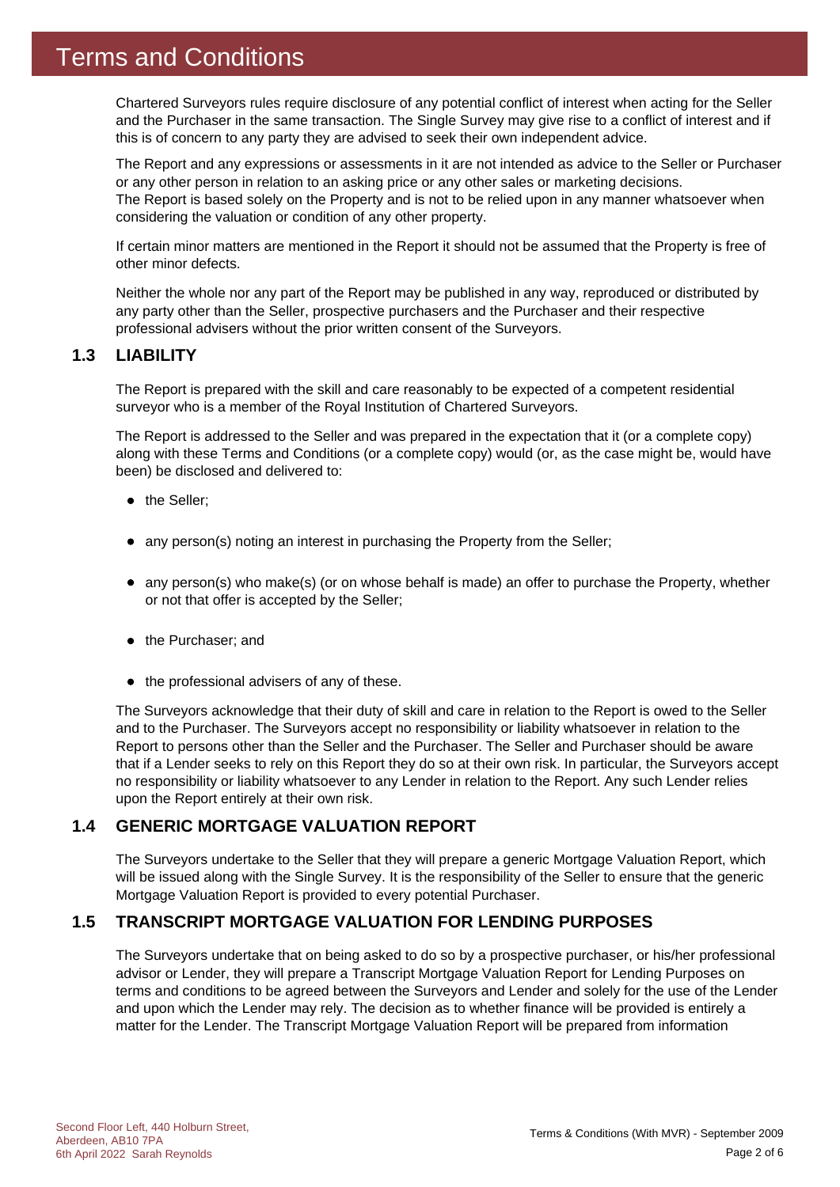# Terms and Conditions

Chartered Surveyors rules require disclosure of any potential conflict of interest when acting for the Seller and the Purchaser in the same transaction. The Single Survey may give rise to a conflict of interest and if this is of concern to any party they are advised to seek their own independent advice.

The Report and any expressions or assessments in it are not intended as advice to the Seller or Purchaser or any other person in relation to an asking price or any other sales or marketing decisions. The Report is based solely on the Property and is not to be relied upon in any manner whatsoever when considering the valuation or condition of any other property.

If certain minor matters are mentioned in the Report it should not be assumed that the Property is free of other minor defects.

Neither the whole nor any part of the Report may be published in any way, reproduced or distributed by any party other than the Seller, prospective purchasers and the Purchaser and their respective professional advisers without the prior written consent of the Surveyors.

## 1.3 LIABILITY

The Report is prepared with the skill and care reasonably to be expected of a competent residential surveyor who is a member of the Royal Institution of Chartered Surveyors.

The Report is addressed to the Seller and was prepared in the expectation that it (or a complete copy) along with these Terms and Conditions (or a complete copy) would (or, as the case might be, would have been) be disclosed and delivered to:

- the Seller;
- any person(s) noting an interest in purchasing the Property from the Seller;
- any person(s) who make(s) (or on whose behalf is made) an offer to purchase the Property, whether or not that offer is accepted by the Seller;
- the Purchaser; and
- the professional advisers of any of these.

The Surveyors acknowledge that their duty of skill and care in relation to the Report is owed to the Seller and to the Purchaser. The Surveyors accept no responsibility or liability whatsoever in relation to the Report to persons other than the Seller and the Purchaser. The Seller and Purchaser should be aware that if a Lender seeks to rely on this Report they do so at their own risk. In particular, the Surveyors accept no responsibility or liability whatsoever to any Lender in relation to the Report. Any such Lender relies upon the Report entirely at their own risk.

## 1.4 GENERIC MORTGAGE VALUATION REPORT

The Surveyors undertake to the Seller that they will prepare a generic Mortgage Valuation Report, which will be issued along with the Single Survey. It is the responsibility of the Seller to ensure that the generic Mortgage Valuation Report is provided to every potential Purchaser.

## 1.5 TRANSCRIPT MORTGAGE VALUATION FOR LENDING PURPOSES

The Surveyors undertake that on being asked to do so by a prospective purchaser, or his/her professional advisor or Lender, they will prepare a Transcript Mortgage Valuation Report for Lending Purposes on terms and conditions to be agreed between the Surveyors and Lender and solely for the use of the Lender and upon which the Lender may rely. The decision as to whether finance will be provided is entirely a matter for the Lender. The Transcript Mortgage Valuation Report will be prepared from information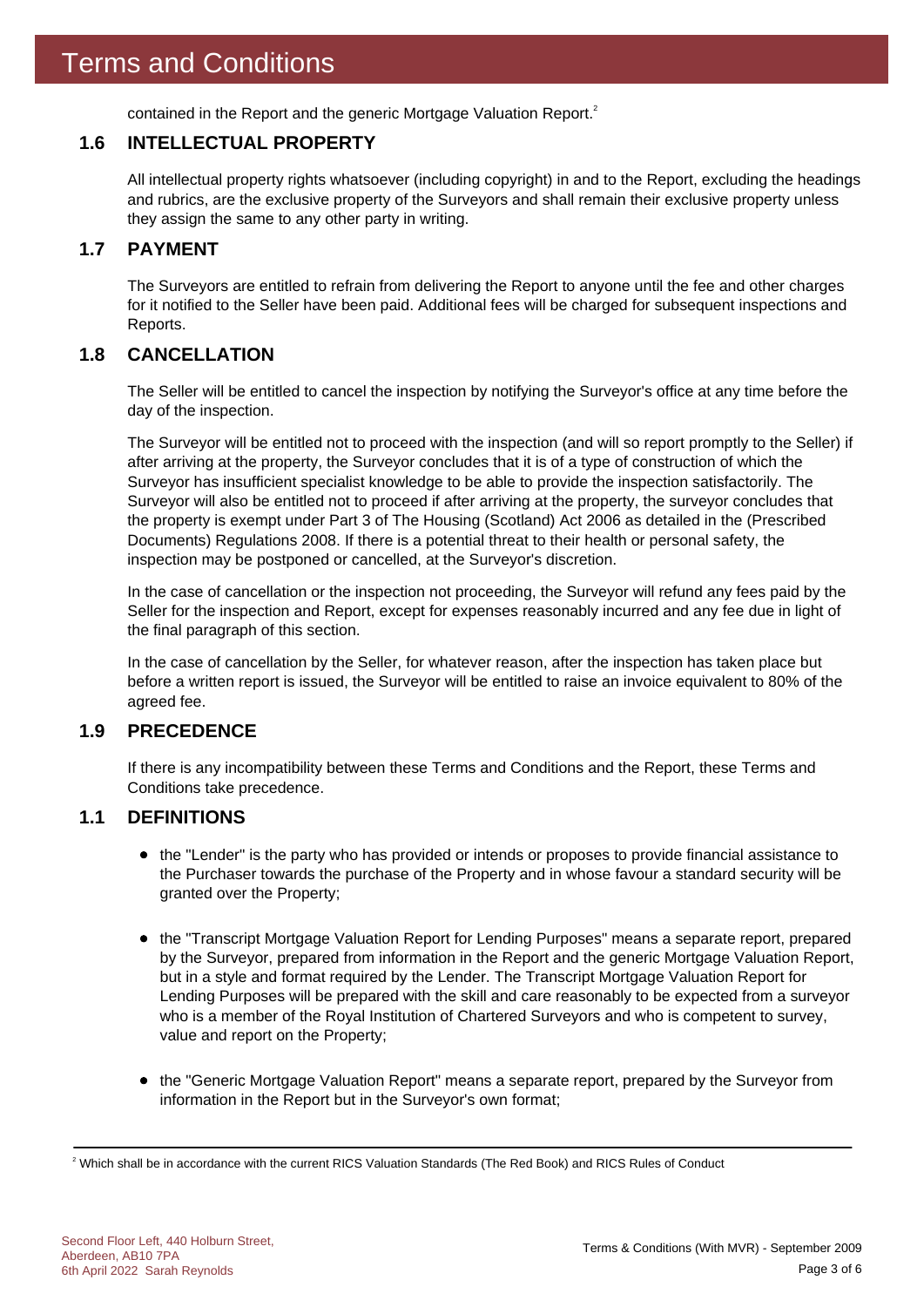contained in the Report and the generic Mortgage Valuation Report.[2]

## 1.6 INTELLECTUAL PROPERTY

All intellectual property rights whatsoever (including copyright) in and to the Report, excluding the headings and rubrics, are the exclusive property of the Surveyors and shall remain their exclusive property unless they assign the same to any other party in writing.

## 1.7 PAYMENT

The Surveyors are entitled to refrain from delivering the Report to anyone until the fee and other charges for it notified to the Seller have been paid. Additional fees will be charged for subsequent inspections and Reports.

## 1.8 CANCELLATION

The Seller will be entitled to cancel the inspection by notifying the Surveyor's office at any time before the day of the inspection.

The Surveyor will be entitled not to proceed with the inspection (and will so report promptly to the Seller) if after arriving at the property, the Surveyor concludes that it is of a type of construction of which the Surveyor has insufficient specialist knowledge to be able to provide the inspection satisfactorily. The Surveyor will also be entitled not to proceed if after arriving at the property, the surveyor concludes that the property is exempt under Part 3 of The Housing (Scotland) Act 2006 as detailed in the (Prescribed Documents) Regulations 2008. If there is a potential threat to their health or personal safety, the inspection may be postponed or cancelled, at the Surveyor's discretion.

In the case of cancellation or the inspection not proceeding, the Surveyor will refund any fees paid by the Seller for the inspection and Report, except for expenses reasonably incurred and any fee due in light of the final paragraph of this section.

In the case of cancellation by the Seller, for whatever reason, after the inspection has taken place but before a written report is issued, the Surveyor will be entitled to raise an invoice equivalent to 80% of the agreed fee.

## 1.9 PRECEDENCE

If there is any incompatibility between these Terms and Conditions and the Report, these Terms and Conditions take precedence.

## 1.1 DEFINITIONS

- the "Lender" is the party who has provided or intends or proposes to provide financial assistance to the Purchaser towards the purchase of the Property and in whose favour a standard security will be granted over the Property;

- the "Transcript Mortgage Valuation Report for Lending Purposes" means a separate report, prepared by the Surveyor, prepared from information in the Report and the generic Mortgage Valuation Report, but in a style and format required by the Lender. The Transcript Mortgage Valuation Report for Lending Purposes will be prepared with the skill and care reasonably to be expected from a surveyor who is a member of the Royal Institution of Chartered Surveyors and who is competent to survey, value and report on the Property;

- the "Generic Mortgage Valuation Report" means a separate report, prepared by the Surveyor from information in the Report but in the Surveyor's own format;

---

[2] Which shall be in accordance with the current RICS Valuation Standards (The Red Book) and RICS Rules of Conduct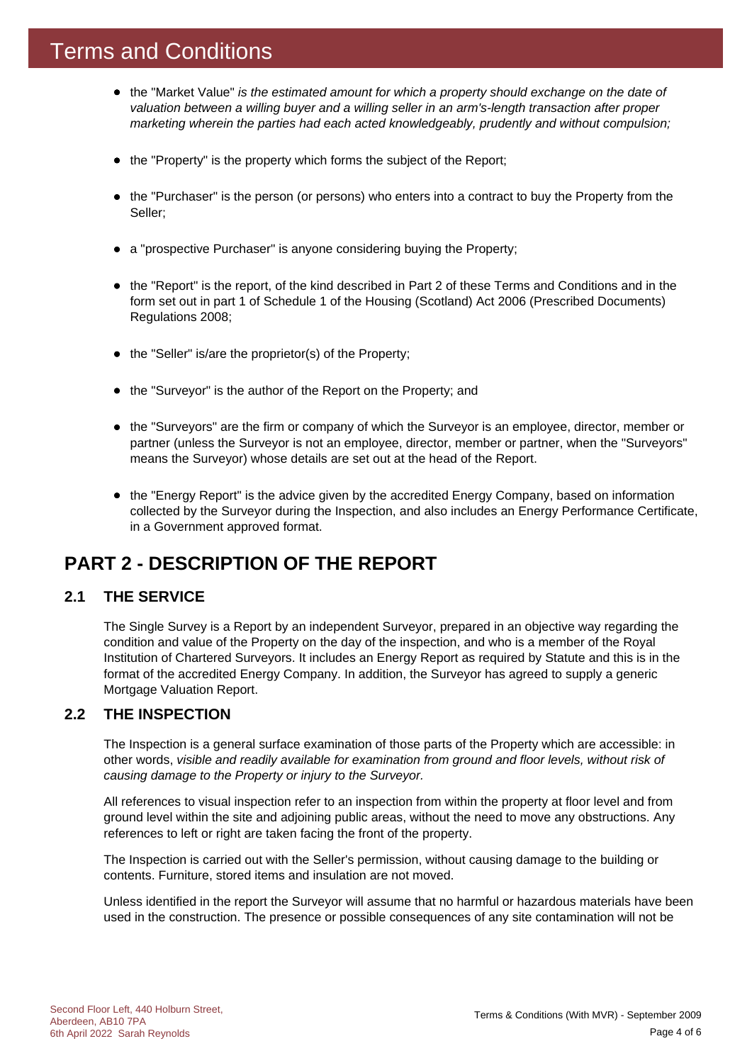# Terms and Conditions

- the "Market Value" *is the estimated amount for which a property should exchange on the date of valuation between a willing buyer and a willing seller in an arm's-length transaction after proper marketing wherein the parties had each acted knowledgeably, prudently and without compulsion;*
- the "Property" is the property which forms the subject of the Report;
- the "Purchaser" is the person (or persons) who enters into a contract to buy the Property from the Seller;
- a "prospective Purchaser" is anyone considering buying the Property;
- the "Report" is the report, of the kind described in Part 2 of these Terms and Conditions and in the form set out in part 1 of Schedule 1 of the Housing (Scotland) Act 2006 (Prescribed Documents) Regulations 2008;
- the "Seller" is/are the proprietor(s) of the Property;
- the "Surveyor" is the author of the Report on the Property; and
- the "Surveyors" are the firm or company of which the Surveyor is an employee, director, member or partner (unless the Surveyor is not an employee, director, member or partner, when the "Surveyors" means the Surveyor) whose details are set out at the head of the Report.
- the "Energy Report" is the advice given by the accredited Energy Company, based on information collected by the Surveyor during the Inspection, and also includes an Energy Performance Certificate, in a Government approved format.

## PART 2 - DESCRIPTION OF THE REPORT

### 2.1 THE SERVICE

The Single Survey is a Report by an independent Surveyor, prepared in an objective way regarding the condition and value of the Property on the day of the inspection, and who is a member of the Royal Institution of Chartered Surveyors. It includes an Energy Report as required by Statute and this is in the format of the accredited Energy Company. In addition, the Surveyor has agreed to supply a generic Mortgage Valuation Report.

### 2.2 THE INSPECTION

The Inspection is a general surface examination of those parts of the Property which are accessible: in other words, *visible and readily available for examination from ground and floor levels, without risk of causing damage to the Property or injury to the Surveyor.*

All references to visual inspection refer to an inspection from within the property at floor level and from ground level within the site and adjoining public areas, without the need to move any obstructions. Any references to left or right are taken facing the front of the property.

The Inspection is carried out with the Seller's permission, without causing damage to the building or contents. Furniture, stored items and insulation are not moved.

Unless identified in the report the Surveyor will assume that no harmful or hazardous materials have been used in the construction. The presence or possible consequences of any site contamination will not be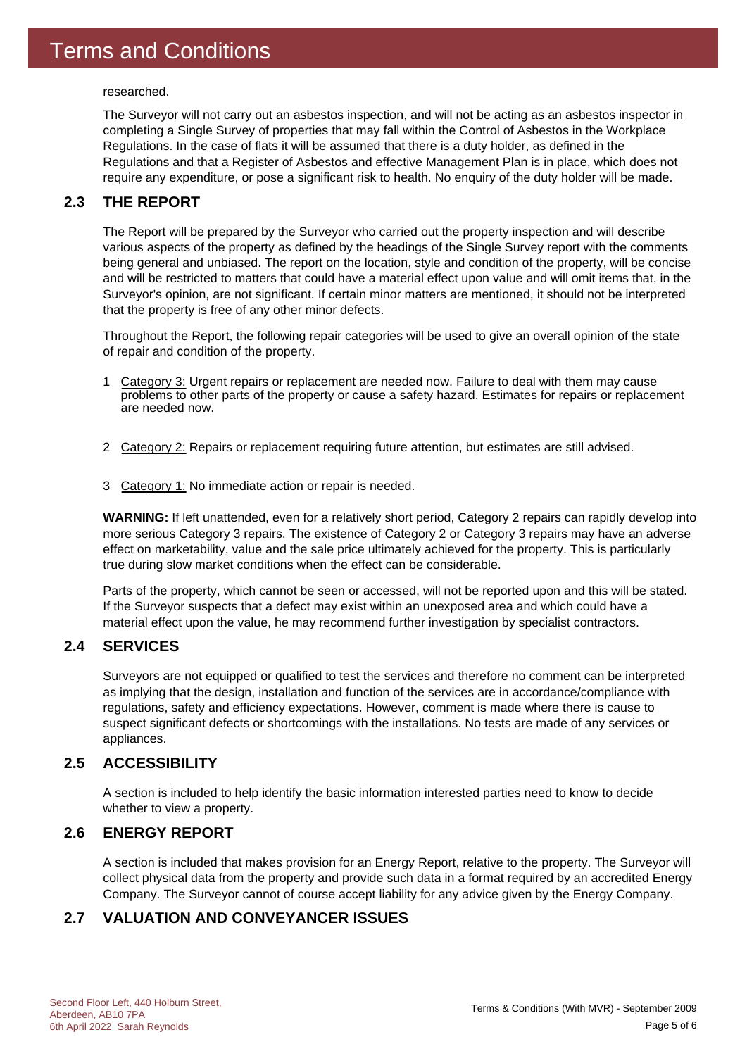researched.

The Surveyor will not carry out an asbestos inspection, and will not be acting as an asbestos inspector in completing a Single Survey of properties that may fall within the Control of Asbestos in the Workplace Regulations. In the case of flats it will be assumed that there is a duty holder, as defined in the Regulations and that a Register of Asbestos and effective Management Plan is in place, which does not require any expenditure, or pose a significant risk to health. No enquiry of the duty holder will be made.

## 2.3 THE REPORT

The Report will be prepared by the Surveyor who carried out the property inspection and will describe various aspects of the property as defined by the headings of the Single Survey report with the comments being general and unbiased. The report on the location, style and condition of the property, will be concise and will be restricted to matters that could have a material effect upon value and will omit items that, in the Surveyor's opinion, are not significant. If certain minor matters are mentioned, it should not be interpreted that the property is free of any other minor defects.

Throughout the Report, the following repair categories will be used to give an overall opinion of the state of repair and condition of the property.

1. Category 3: Urgent repairs or replacement are needed now. Failure to deal with them may cause problems to other parts of the property or cause a safety hazard. Estimates for repairs or replacement are needed now.
2. Category 2: Repairs or replacement requiring future attention, but estimates are still advised.
3. Category 1: No immediate action or repair is needed.

**WARNING:** If left unattended, even for a relatively short period, Category 2 repairs can rapidly develop into more serious Category 3 repairs. The existence of Category 2 or Category 3 repairs may have an adverse effect on marketability, value and the sale price ultimately achieved for the property. This is particularly true during slow market conditions when the effect can be considerable.

Parts of the property, which cannot be seen or accessed, will not be reported upon and this will be stated. If the Surveyor suspects that a defect may exist within an unexposed area and which could have a material effect upon the value, he may recommend further investigation by specialist contractors.

## 2.4 SERVICES

Surveyors are not equipped or qualified to test the services and therefore no comment can be interpreted as implying that the design, installation and function of the services are in accordance/compliance with regulations, safety and efficiency expectations. However, comment is made where there is cause to suspect significant defects or shortcomings with the installations. No tests are made of any services or appliances.

## 2.5 ACCESSIBILITY

A section is included to help identify the basic information interested parties need to know to decide whether to view a property.

## 2.6 ENERGY REPORT

A section is included that makes provision for an Energy Report, relative to the property. The Surveyor will collect physical data from the property and provide such data in a format required by an accredited Energy Company. The Surveyor cannot of course accept liability for any advice given by the Energy Company.

## 2.7 VALUATION AND CONVEYANCER ISSUES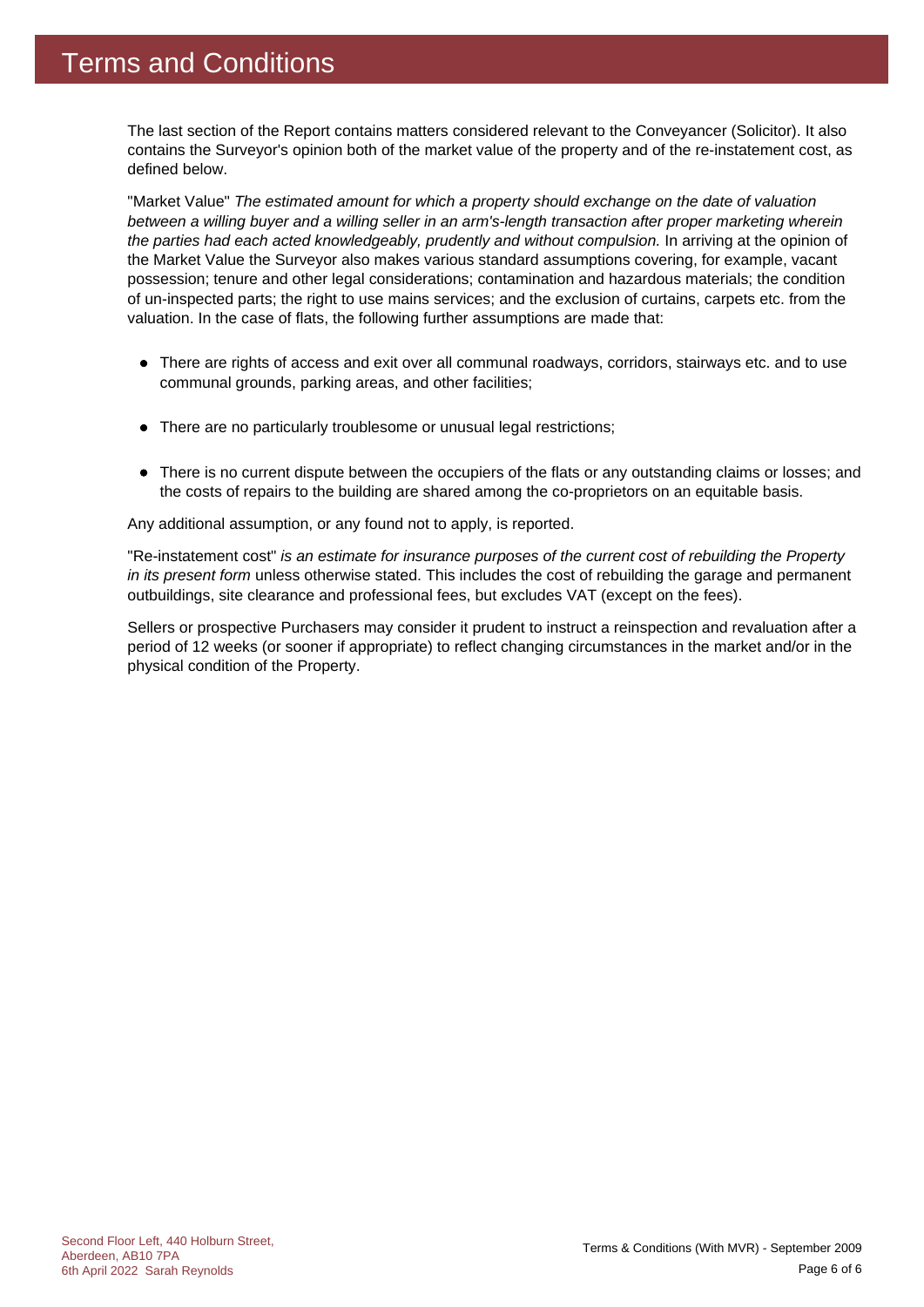# Terms and Conditions

The last section of the Report contains matters considered relevant to the Conveyancer (Solicitor). It also contains the Surveyor's opinion both of the market value of the property and of the re-instatement cost, as defined below.

"Market Value" *The estimated amount for which a property should exchange on the date of valuation between a willing buyer and a willing seller in an arm's-length transaction after proper marketing wherein the parties had each acted knowledgeably, prudently and without compulsion.* In arriving at the opinion of the Market Value the Surveyor also makes various standard assumptions covering, for example, vacant possession; tenure and other legal considerations; contamination and hazardous materials; the condition of un-inspected parts; the right to use mains services; and the exclusion of curtains, carpets etc. from the valuation. In the case of flats, the following further assumptions are made that:

- There are rights of access and exit over all communal roadways, corridors, stairways etc. and to use communal grounds, parking areas, and other facilities;
- There are no particularly troublesome or unusual legal restrictions;
- There is no current dispute between the occupiers of the flats or any outstanding claims or losses; and the costs of repairs to the building are shared among the co-proprietors on an equitable basis.

Any additional assumption, or any found not to apply, is reported.

"Re-instatement cost" *is an estimate for insurance purposes of the current cost of rebuilding the Property in its present form* unless otherwise stated. This includes the cost of rebuilding the garage and permanent outbuildings, site clearance and professional fees, but excludes VAT (except on the fees).

Sellers or prospective Purchasers may consider it prudent to instruct a reinspection and revaluation after a period of 12 weeks (or sooner if appropriate) to reflect changing circumstances in the market and/or in the physical condition of the Property.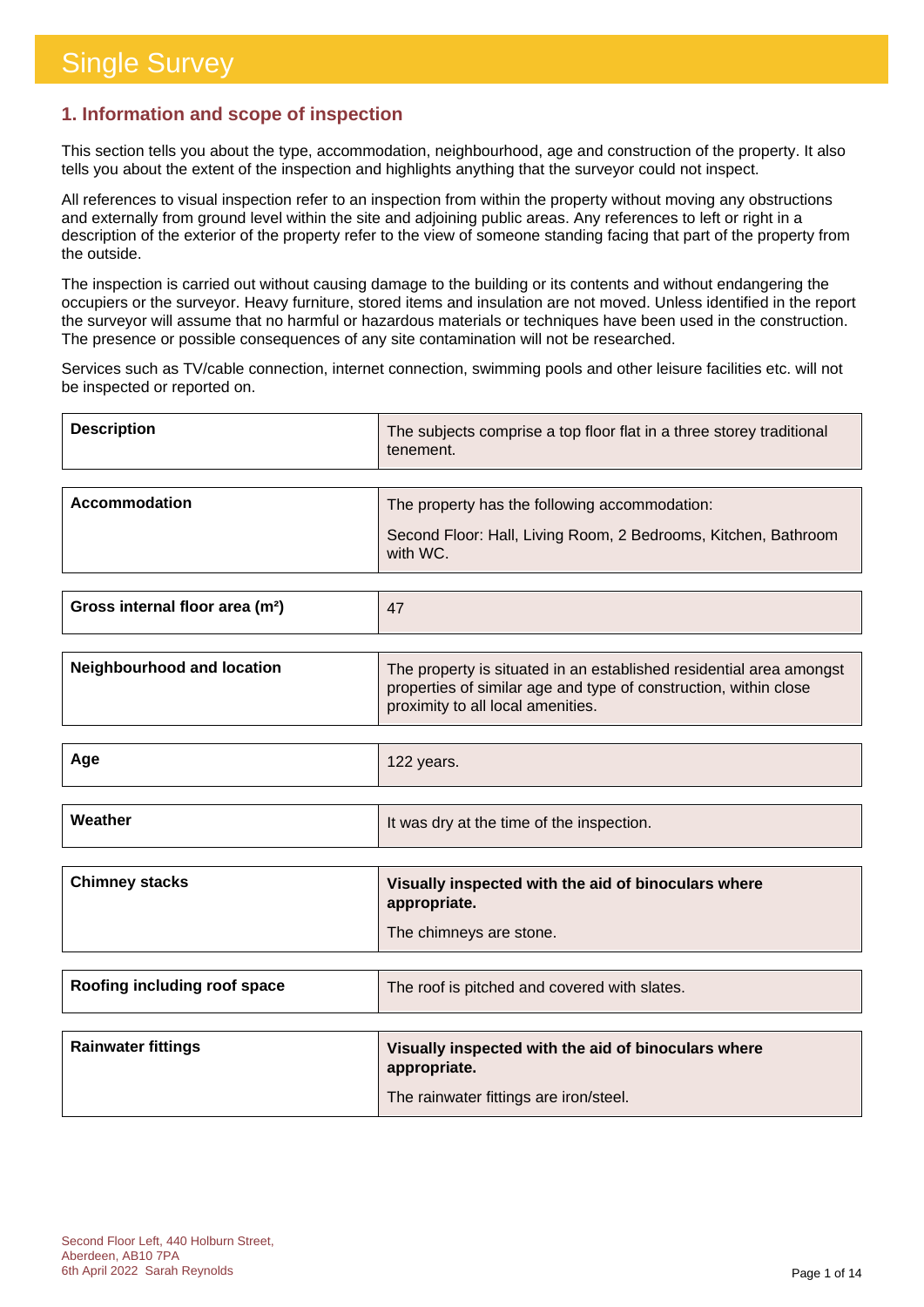# Single Survey

## 1. Information and scope of inspection

This section tells you about the type, accommodation, neighbourhood, age and construction of the property. It also tells you about the extent of the inspection and highlights anything that the surveyor could not inspect.

All references to visual inspection refer to an inspection from within the property without moving any obstructions and externally from ground level within the site and adjoining public areas. Any references to left or right in a description of the exterior of the property refer to the view of someone standing facing that part of the property from the outside.

The inspection is carried out without causing damage to the building or its contents and without endangering the occupiers or the surveyor. Heavy furniture, stored items and insulation are not moved. Unless identified in the report the surveyor will assume that no harmful or hazardous materials or techniques have been used in the construction. The presence or possible consequences of any site contamination will not be researched.

Services such as TV/cable connection, internet connection, swimming pools and other leisure facilities etc. will not be inspected or reported on.

| | |
|---|---|
| **Description** | The subjects comprise a top floor flat in a three storey traditional tenement. |
| **Accommodation** | The property has the following accommodation:<br>Second Floor: Hall, Living Room, 2 Bedrooms, Kitchen, Bathroom with WC. |
| **Gross internal floor area (m²)** | 47 |
| **Neighbourhood and location** | The property is situated in an established residential area amongst properties of similar age and type of construction, within close proximity to all local amenities. |
| **Age** | 122 years. |
| **Weather** | It was dry at the time of the inspection. |
| **Chimney stacks** | **Visually inspected with the aid of binoculars where appropriate.**<br>The chimneys are stone. |
| **Roofing including roof space** | The roof is pitched and covered with slates. |
| **Rainwater fittings** | **Visually inspected with the aid of binoculars where appropriate.**<br>The rainwater fittings are iron/steel. |

Second Floor Left, 440 Holburn Street,
Aberdeen, AB10 7PA
6th April 2022 Sarah Reynolds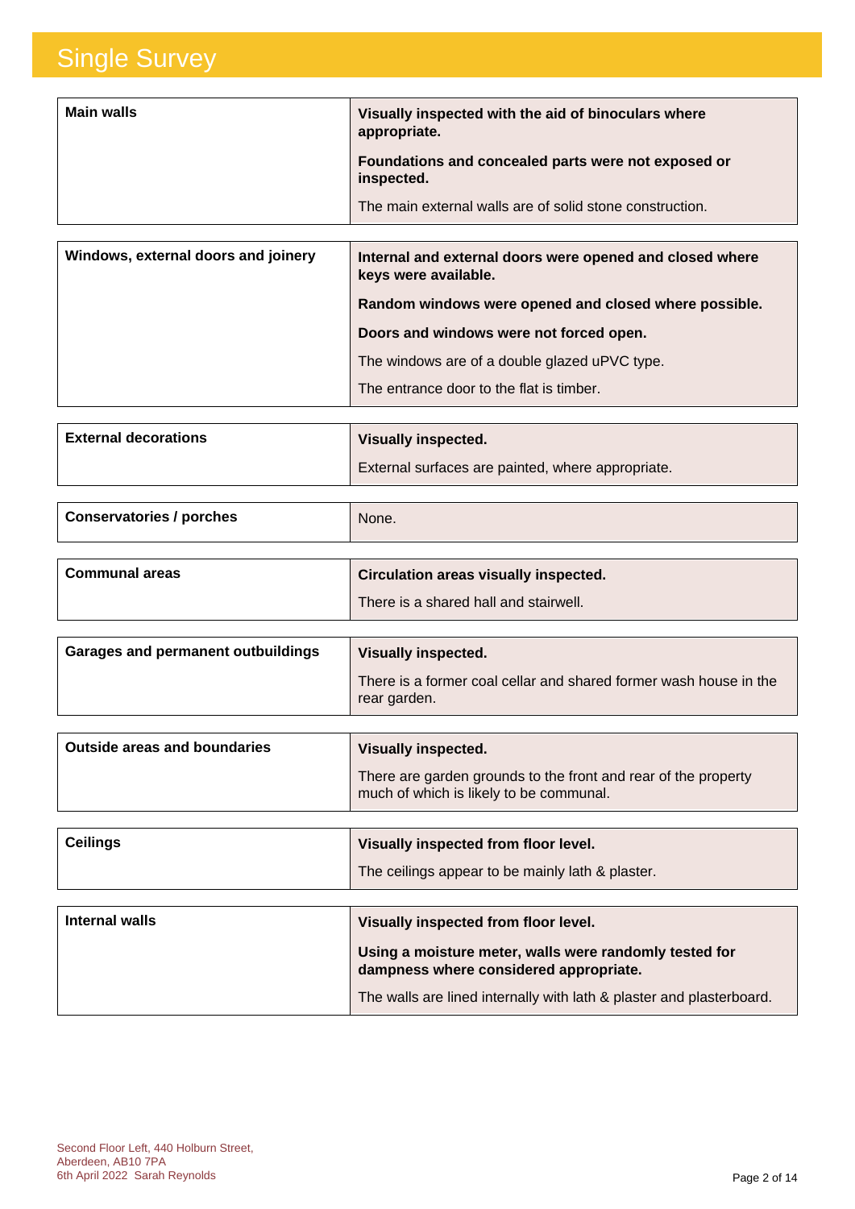# Single Survey

| Main walls | **Visually inspected with the aid of binoculars where appropriate.**<br><br>**Foundations and concealed parts were not exposed or inspected.**<br><br>The main external walls are of solid stone construction. |
| --- | --- |

| Windows, external doors and joinery | **Internal and external doors were opened and closed where keys were available.**<br><br>**Random windows were opened and closed where possible.**<br><br>**Doors and windows were not forced open.**<br><br>The windows are of a double glazed uPVC type.<br><br>The entrance door to the flat is timber. |
| --- | --- |

| External decorations | **Visually inspected.**<br><br>External surfaces are painted, where appropriate. |
| --- | --- |

| Conservatories / porches | None. |
| --- | --- |

| Communal areas | **Circulation areas visually inspected.**<br><br>There is a shared hall and stairwell. |
| --- | --- |

| Garages and permanent outbuildings | **Visually inspected.**<br><br>There is a former coal cellar and shared former wash house in the rear garden. |
| --- | --- |

| Outside areas and boundaries | **Visually inspected.**<br><br>There are garden grounds to the front and rear of the property much of which is likely to be communal. |
| --- | --- |

| Ceilings | **Visually inspected from floor level.**<br><br>The ceilings appear to be mainly lath & plaster. |
| --- | --- |

| Internal walls | **Visually inspected from floor level.**<br><br>**Using a moisture meter, walls were randomly tested for dampness where considered appropriate.**<br><br>The walls are lined internally with lath & plaster and plasterboard. |
| --- | --- |

Second Floor Left, 440 Holburn Street,
Aberdeen, AB10 7PA
6th April 2022 Sarah Reynolds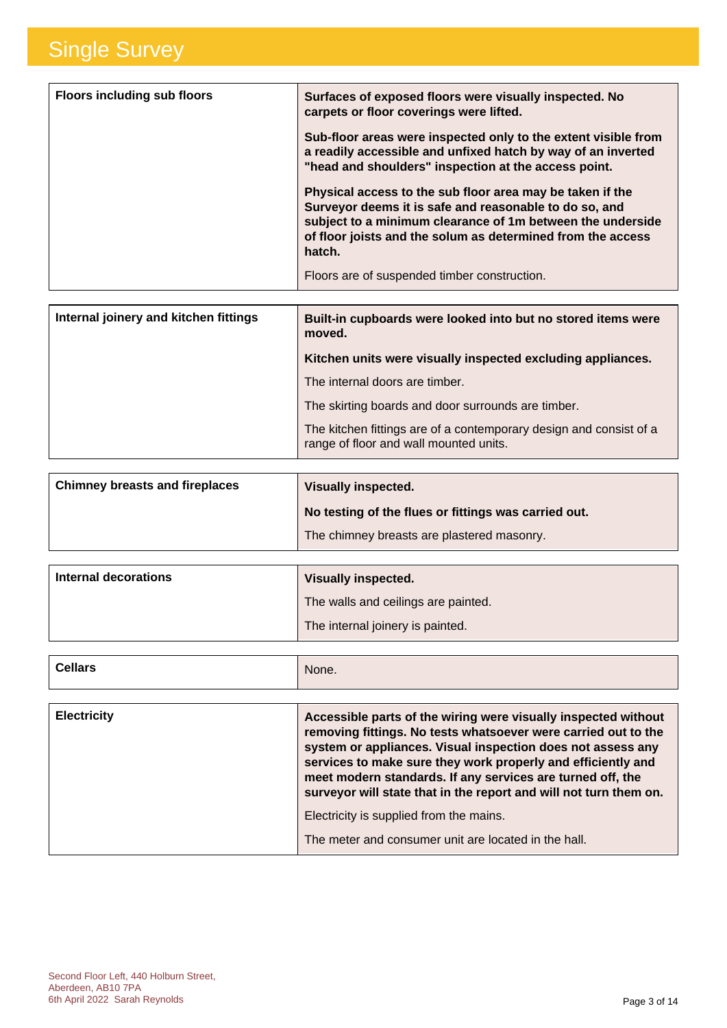# Single Survey

| Floors including sub floors | **Surfaces of exposed floors were visually inspected. No carpets or floor coverings were lifted.**<br><br>**Sub-floor areas were inspected only to the extent visible from a readily accessible and unfixed hatch by way of an inverted "head and shoulders" inspection at the access point.**<br><br>**Physical access to the sub floor area may be taken if the Surveyor deems it is safe and reasonable to do so, and subject to a minimum clearance of 1m between the underside of floor joists and the solum as determined from the access hatch.**<br><br>Floors are of suspended timber construction. |
|---|---|

| Internal joinery and kitchen fittings | **Built-in cupboards were looked into but no stored items were moved.**<br><br>**Kitchen units were visually inspected excluding appliances.**<br><br>The internal doors are timber.<br><br>The skirting boards and door surrounds are timber.<br><br>The kitchen fittings are of a contemporary design and consist of a range of floor and wall mounted units. |
|---|---|

| Chimney breasts and fireplaces | **Visually inspected.**<br><br>**No testing of the flues or fittings was carried out.**<br><br>The chimney breasts are plastered masonry. |
|---|---|

| Internal decorations | **Visually inspected.**<br><br>The walls and ceilings are painted.<br><br>The internal joinery is painted. |
|---|---|

| Cellars | None. |
|---|---|

| Electricity | **Accessible parts of the wiring were visually inspected without removing fittings. No tests whatsoever were carried out to the system or appliances. Visual inspection does not assess any services to make sure they work properly and efficiently and meet modern standards. If any services are turned off, the surveyor will state that in the report and will not turn them on.**<br><br>Electricity is supplied from the mains.<br><br>The meter and consumer unit are located in the hall. |
|---|---|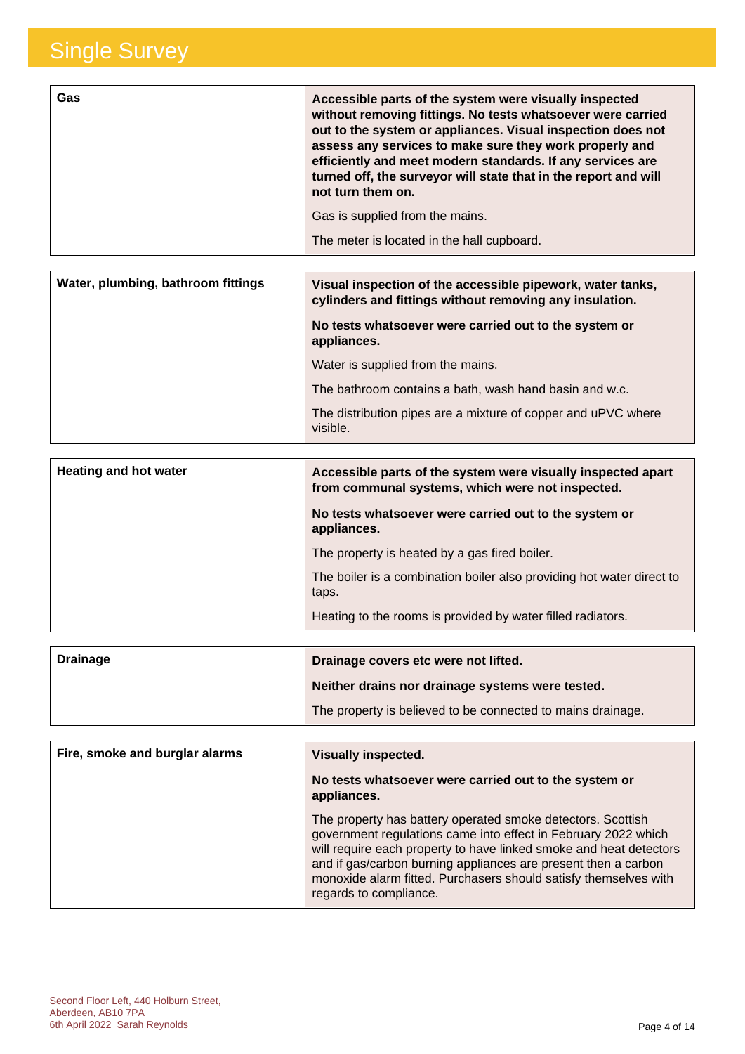| Gas | **Accessible parts of the system were visually inspected without removing fittings. No tests whatsoever were carried out to the system or appliances. Visual inspection does not assess any services to make sure they work properly and efficiently and meet modern standards. If any services are turned off, the surveyor will state that in the report and will not turn them on.**<br><br>Gas is supplied from the mains.<br><br>The meter is located in the hall cupboard. |
|---|---|

| Water, plumbing, bathroom fittings | **Visual inspection of the accessible pipework, water tanks, cylinders and fittings without removing any insulation.**<br><br>**No tests whatsoever were carried out to the system or appliances.**<br><br>Water is supplied from the mains.<br><br>The bathroom contains a bath, wash hand basin and w.c.<br><br>The distribution pipes are a mixture of copper and uPVC where visible. |
|---|---|

| Heating and hot water | **Accessible parts of the system were visually inspected apart from communal systems, which were not inspected.**<br><br>**No tests whatsoever were carried out to the system or appliances.**<br><br>The property is heated by a gas fired boiler.<br><br>The boiler is a combination boiler also providing hot water direct to taps.<br><br>Heating to the rooms is provided by water filled radiators. |
|---|---|

| Drainage | **Drainage covers etc were not lifted.**<br><br>**Neither drains nor drainage systems were tested.**<br><br>The property is believed to be connected to mains drainage. |
|---|---|

| Fire, smoke and burglar alarms | **Visually inspected.**<br><br>**No tests whatsoever were carried out to the system or appliances.**<br><br>The property has battery operated smoke detectors. Scottish government regulations came into effect in February 2022 which will require each property to have linked smoke and heat detectors and if gas/carbon burning appliances are present then a carbon monoxide alarm fitted. Purchasers should satisfy themselves with regards to compliance. |
|---|---|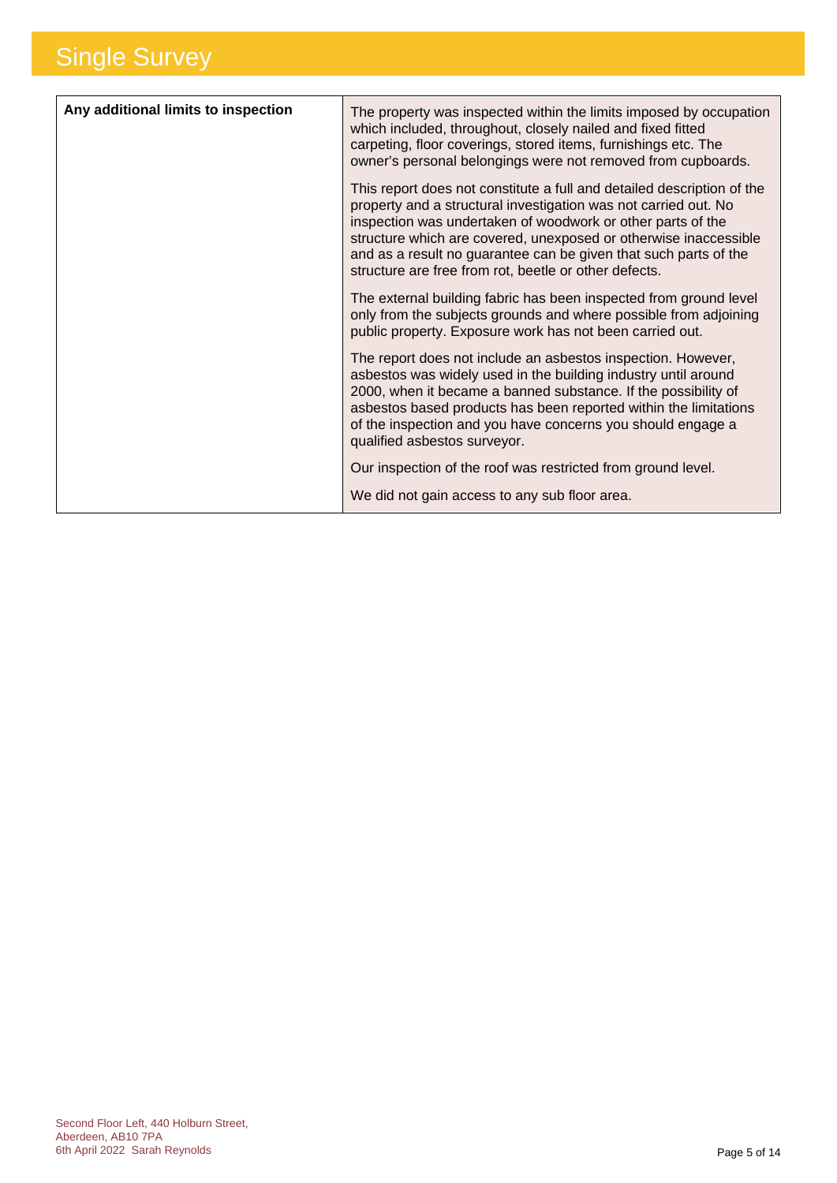# Single Survey

| Any additional limits to inspection | |
|---|---|
| | The property was inspected within the limits imposed by occupation which included, throughout, closely nailed and fixed fitted carpeting, floor coverings, stored items, furnishings etc. The owner's personal belongings were not removed from cupboards.<br><br>This report does not constitute a full and detailed description of the property and a structural investigation was not carried out. No inspection was undertaken of woodwork or other parts of the structure which are covered, unexposed or otherwise inaccessible and as a result no guarantee can be given that such parts of the structure are free from rot, beetle or other defects.<br><br>The external building fabric has been inspected from ground level only from the subjects grounds and where possible from adjoining public property. Exposure work has not been carried out.<br><br>The report does not include an asbestos inspection. However, asbestos was widely used in the building industry until around 2000, when it became a banned substance. If the possibility of asbestos based products has been reported within the limitations of the inspection and you have concerns you should engage a qualified asbestos surveyor.<br><br>Our inspection of the roof was restricted from ground level.<br><br>We did not gain access to any sub floor area. |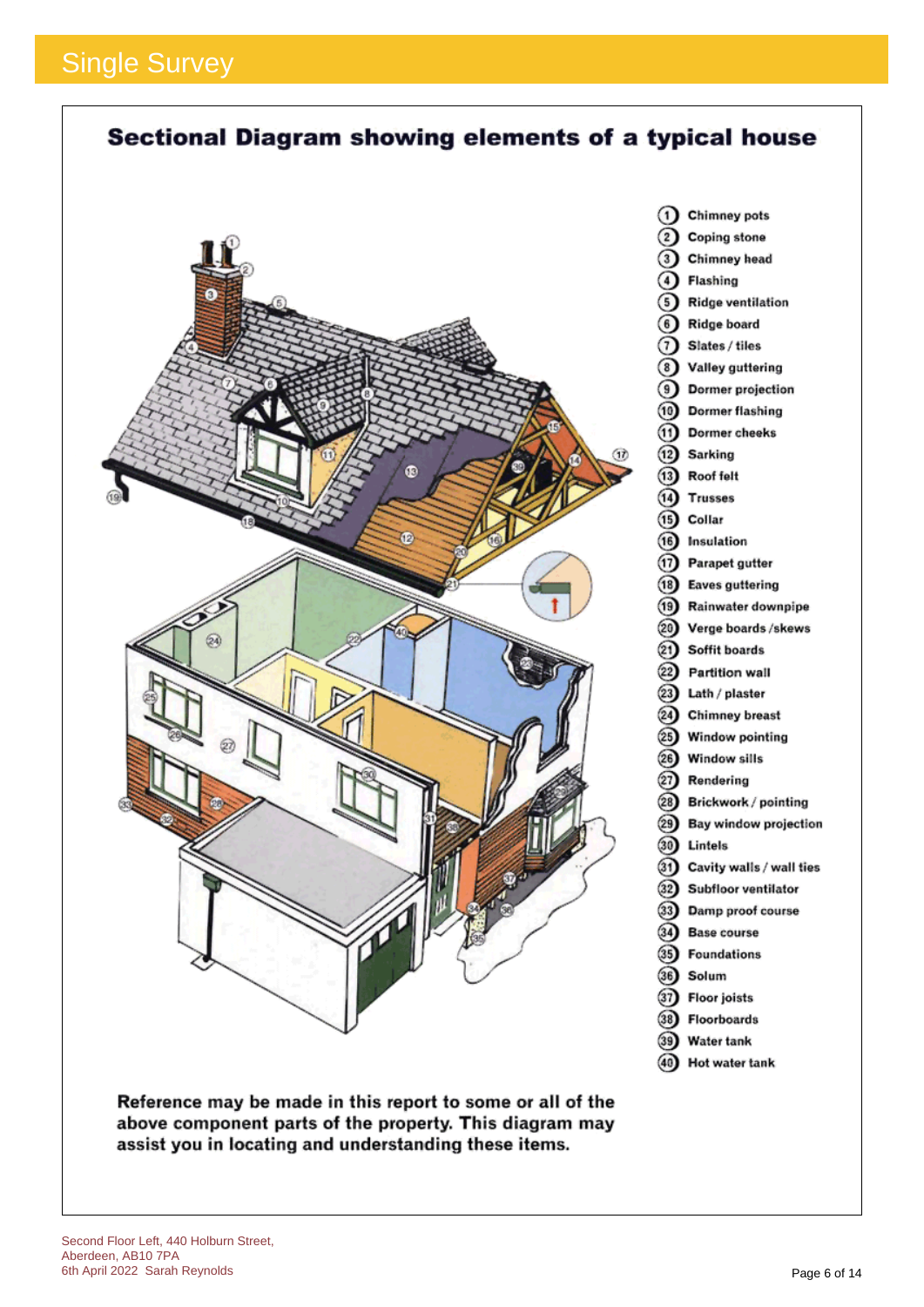# Sectional Diagram showing elements of a typical house

1. Chimney pots
2. Coping stone
3. Chimney head
4. Flashing
5. Ridge ventilation
6. Ridge board
7. Slates / tiles
8. Valley guttering
9. Dormer projection
10. Dormer flashing
11. Dormer cheeks
12. Sarking
13. Roof felt
14. Trusses
15. Collar
16. Insulation
17. Parapet gutter
18. Eaves guttering
19. Rainwater downpipe
20. Verge boards /skews
21. Soffit boards
22. Partition wall
23. Lath / plaster
24. Chimney breast
25. Window pointing
26. Window sills
27. Rendering
28. Brickwork / pointing
29. Bay window projection
30. Lintels
31. Cavity walls / wall ties
32. Subfloor ventilator
33. Damp proof course
34. Base course
35. Foundations
36. Solum
37. Floor joists
38. Floorboards
39. Water tank
40. Hot water tank

**Reference may be made in this report to some or all of the above component parts of the property. This diagram may assist you in locating and understanding these items.**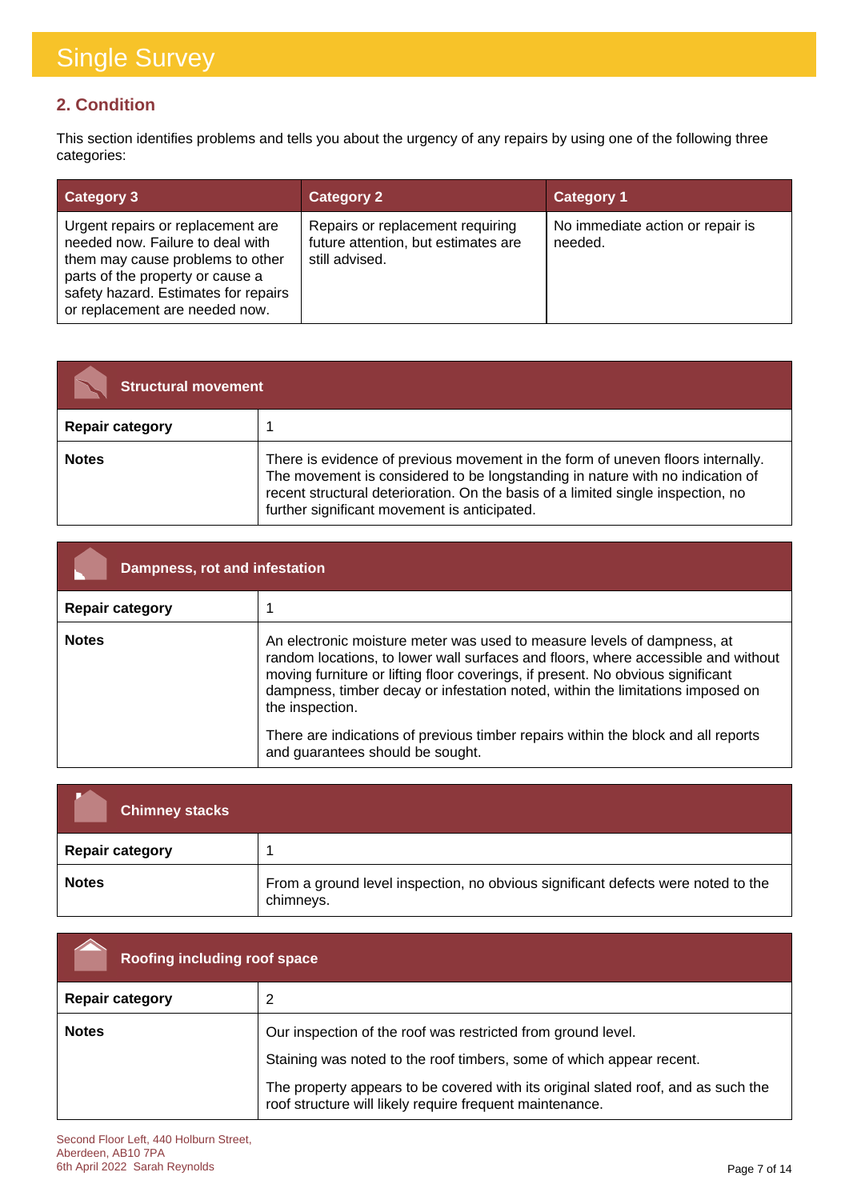# Single Survey

## 2. Condition

This section identifies problems and tells you about the urgency of any repairs by using one of the following three categories:

| Category 3 | Category 2 | Category 1 |
|---|---|---|
| Urgent repairs or replacement are needed now. Failure to deal with them may cause problems to other parts of the property or cause a safety hazard. Estimates for repairs or replacement are needed now. | Repairs or replacement requiring future attention, but estimates are still advised. | No immediate action or repair is needed. |

| Structural movement | |
|---|---|
| **Repair category** | 1 |
| **Notes** | There is evidence of previous movement in the form of uneven floors internally. The movement is considered to be longstanding in nature with no indication of recent structural deterioration. On the basis of a limited single inspection, no further significant movement is anticipated. |

| Dampness, rot and infestation | |
|---|---|
| **Repair category** | 1 |
| **Notes** | An electronic moisture meter was used to measure levels of dampness, at random locations, to lower wall surfaces and floors, where accessible and without moving furniture or lifting floor coverings, if present. No obvious significant dampness, timber decay or infestation noted, within the limitations imposed on the inspection.<br><br>There are indications of previous timber repairs within the block and all reports and guarantees should be sought. |

| Chimney stacks | |
|---|---|
| **Repair category** | 1 |
| **Notes** | From a ground level inspection, no obvious significant defects were noted to the chimneys. |

| Roofing including roof space | |
|---|---|
| **Repair category** | 2 |
| **Notes** | Our inspection of the roof was restricted from ground level.<br><br>Staining was noted to the roof timbers, some of which appear recent.<br><br>The property appears to be covered with its original slated roof, and as such the roof structure will likely require frequent maintenance. |

Second Floor Left, 440 Holburn Street,
Aberdeen, AB10 7PA
6th April 2022 Sarah Reynolds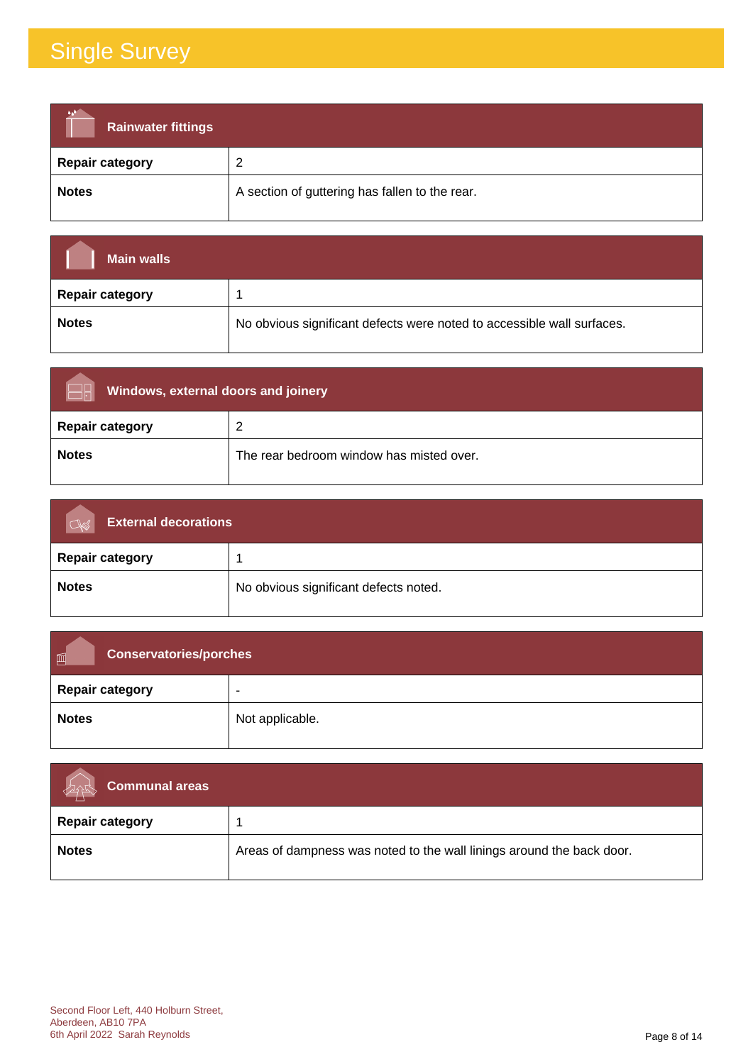# Single Survey

| Rainwater fittings | |
|---|---|
| **Repair category** | 2 |
| **Notes** | A section of guttering has fallen to the rear. |

| Main walls | |
|---|---|
| **Repair category** | 1 |
| **Notes** | No obvious significant defects were noted to accessible wall surfaces. |

| Windows, external doors and joinery | |
|---|---|
| **Repair category** | 2 |
| **Notes** | The rear bedroom window has misted over. |

| External decorations | |
|---|---|
| **Repair category** | 1 |
| **Notes** | No obvious significant defects noted. |

| Conservatories/porches | |
|---|---|
| **Repair category** | - |
| **Notes** | Not applicable. |

| Communal areas | |
|---|---|
| **Repair category** | 1 |
| **Notes** | Areas of dampness was noted to the wall linings around the back door. |

Second Floor Left, 440 Holburn Street,
Aberdeen, AB10 7PA
6th April 2022 Sarah Reynolds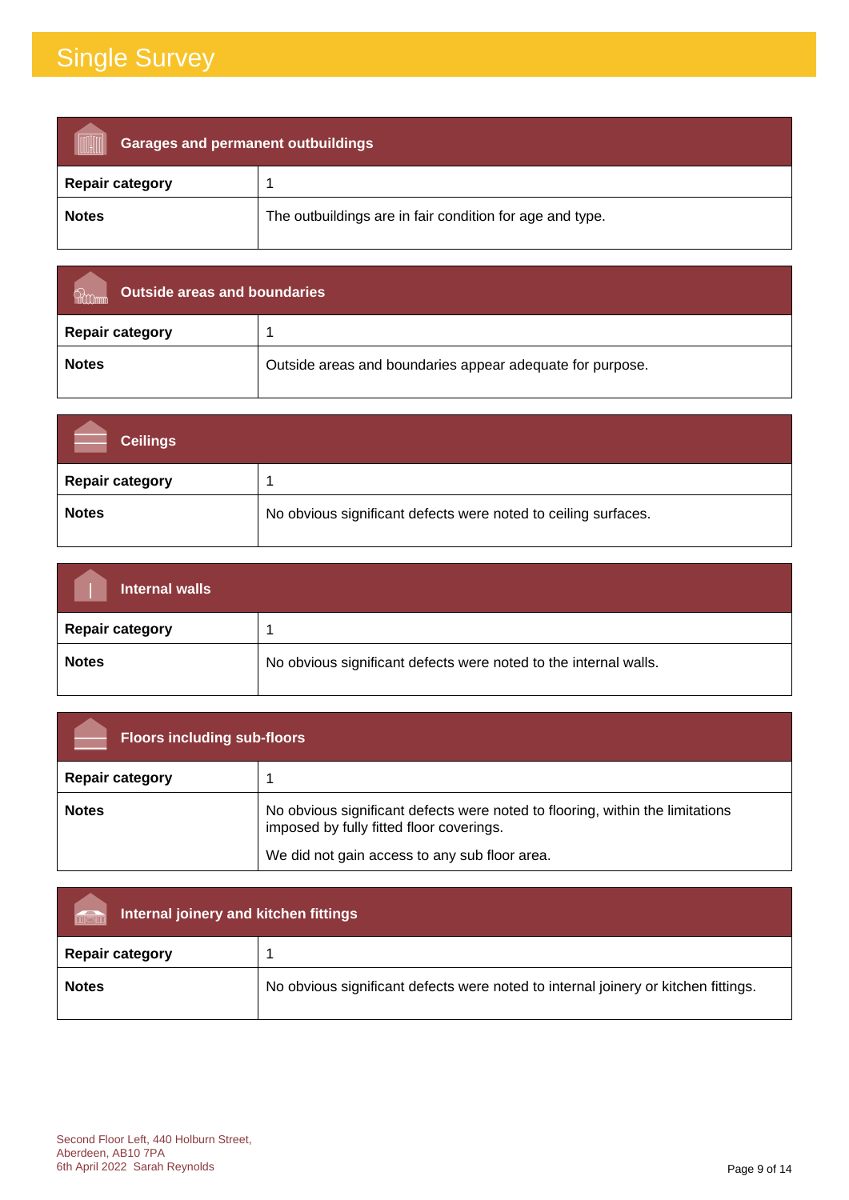| Garages and permanent outbuildings | |
|---|---|
| **Repair category** | 1 |
| **Notes** | The outbuildings are in fair condition for age and type. |

| Outside areas and boundaries | |
|---|---|
| **Repair category** | 1 |
| **Notes** | Outside areas and boundaries appear adequate for purpose. |

| Ceilings | |
|---|---|
| **Repair category** | 1 |
| **Notes** | No obvious significant defects were noted to ceiling surfaces. |

| Internal walls | |
|---|---|
| **Repair category** | 1 |
| **Notes** | No obvious significant defects were noted to the internal walls. |

| Floors including sub-floors | |
|---|---|
| **Repair category** | 1 |
| **Notes** | No obvious significant defects were noted to flooring, within the limitations imposed by fully fitted floor coverings.<br><br>We did not gain access to any sub floor area. |

| Internal joinery and kitchen fittings | |
|---|---|
| **Repair category** | 1 |
| **Notes** | No obvious significant defects were noted to internal joinery or kitchen fittings. |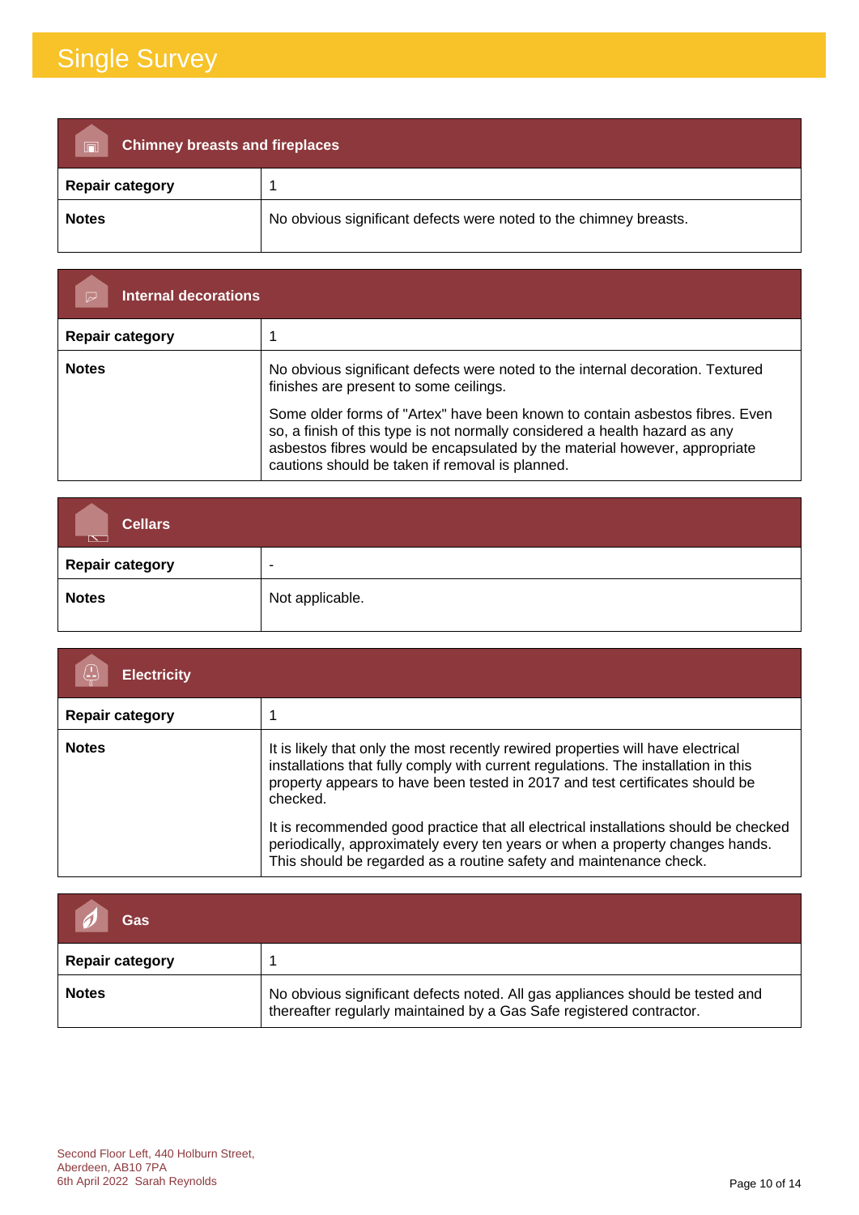| Chimney breasts and fireplaces | |
|---|---|
| **Repair category** | 1 |
| **Notes** | No obvious significant defects were noted to the chimney breasts. |

| Internal decorations | |
|---|---|
| **Repair category** | 1 |
| **Notes** | No obvious significant defects were noted to the internal decoration. Textured finishes are present to some ceilings.<br><br>Some older forms of "Artex" have been known to contain asbestos fibres. Even so, a finish of this type is not normally considered a health hazard as any asbestos fibres would be encapsulated by the material however, appropriate cautions should be taken if removal is planned. |

| Cellars | |
|---|---|
| **Repair category** | - |
| **Notes** | Not applicable. |

| Electricity | |
|---|---|
| **Repair category** | 1 |
| **Notes** | It is likely that only the most recently rewired properties will have electrical installations that fully comply with current regulations. The installation in this property appears to have been tested in 2017 and test certificates should be checked.<br><br>It is recommended good practice that all electrical installations should be checked periodically, approximately every ten years or when a property changes hands. This should be regarded as a routine safety and maintenance check. |

| Gas | |
|---|---|
| **Repair category** | 1 |
| **Notes** | No obvious significant defects noted. All gas appliances should be tested and thereafter regularly maintained by a Gas Safe registered contractor. |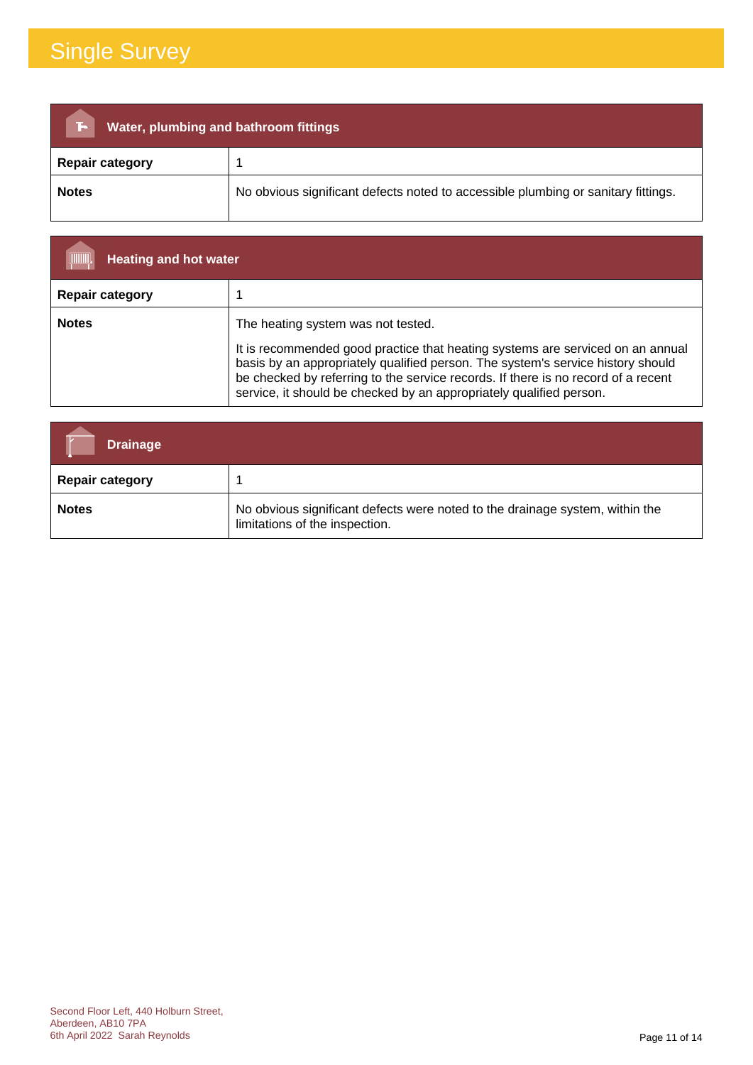# Single Survey

| Water, plumbing and bathroom fittings | |
|---|---|
| **Repair category** | 1 |
| **Notes** | No obvious significant defects noted to accessible plumbing or sanitary fittings. |

| Heating and hot water | |
|---|---|
| **Repair category** | 1 |
| **Notes** | The heating system was not tested.<br><br>It is recommended good practice that heating systems are serviced on an annual basis by an appropriately qualified person. The system's service history should be checked by referring to the service records. If there is no record of a recent service, it should be checked by an appropriately qualified person. |

| Drainage | |
|---|---|
| **Repair category** | 1 |
| **Notes** | No obvious significant defects were noted to the drainage system, within the limitations of the inspection. |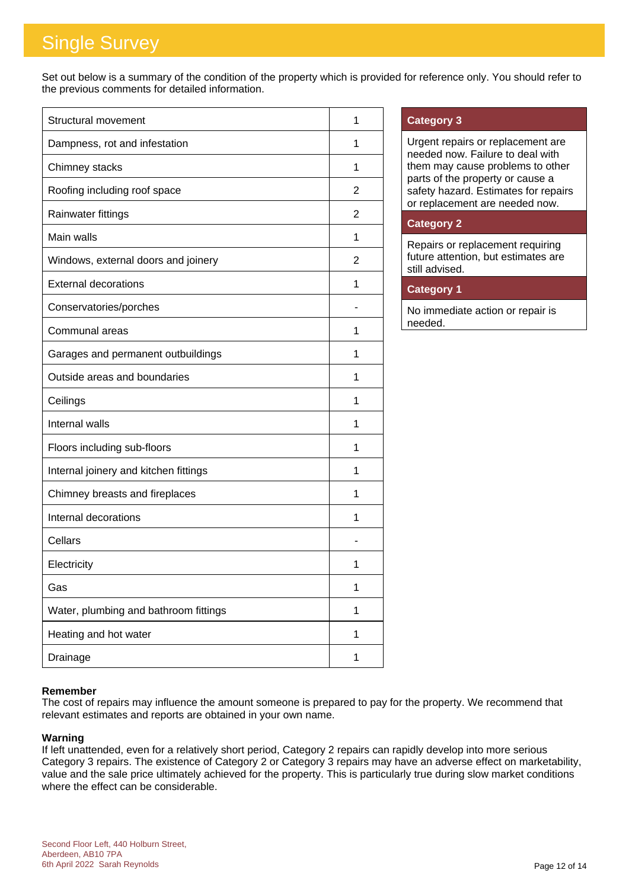# Single Survey

Set out below is a summary of the condition of the property which is provided for reference only. You should refer to the previous comments for detailed information.

| Element | Category |
|---|---|
| Structural movement | 1 |
| Dampness, rot and infestation | 1 |
| Chimney stacks | 1 |
| Roofing including roof space | 2 |
| Rainwater fittings | 2 |
| Main walls | 1 |
| Windows, external doors and joinery | 2 |
| External decorations | 1 |
| Conservatories/porches | - |
| Communal areas | 1 |
| Garages and permanent outbuildings | 1 |
| Outside areas and boundaries | 1 |
| Ceilings | 1 |
| Internal walls | 1 |
| Floors including sub-floors | 1 |
| Internal joinery and kitchen fittings | 1 |
| Chimney breasts and fireplaces | 1 |
| Internal decorations | 1 |
| Cellars | - |
| Electricity | 1 |
| Gas | 1 |
| Water, plumbing and bathroom fittings | 1 |
| Heating and hot water | 1 |
| Drainage | 1 |

**Category 3**

Urgent repairs or replacement are needed now. Failure to deal with them may cause problems to other parts of the property or cause a safety hazard. Estimates for repairs or replacement are needed now.

**Category 2**

Repairs or replacement requiring future attention, but estimates are still advised.

**Category 1**

No immediate action or repair is needed.

**Remember**
The cost of repairs may influence the amount someone is prepared to pay for the property. We recommend that relevant estimates and reports are obtained in your own name.

**Warning**
If left unattended, even for a relatively short period, Category 2 repairs can rapidly develop into more serious Category 3 repairs. The existence of Category 2 or Category 3 repairs may have an adverse effect on marketability, value and the sale price ultimately achieved for the property. This is particularly true during slow market conditions where the effect can be considerable.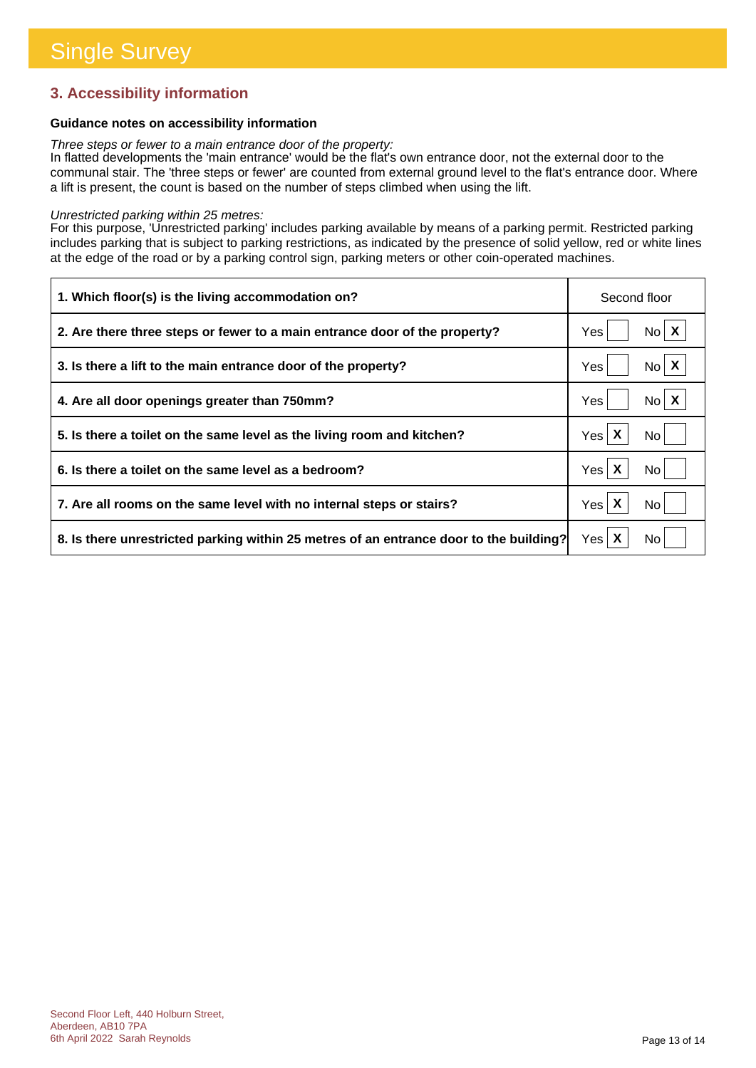# Single Survey

## 3. Accessibility information

**Guidance notes on accessibility information**

*Three steps or fewer to a main entrance door of the property:*
In flatted developments the 'main entrance' would be the flat's own entrance door, not the external door to the communal stair. The 'three steps or fewer' are counted from external ground level to the flat's entrance door. Where a lift is present, the count is based on the number of steps climbed when using the lift.

*Unrestricted parking within 25 metres:*
For this purpose, 'Unrestricted parking' includes parking available by means of a parking permit. Restricted parking includes parking that is subject to parking restrictions, as indicated by the presence of solid yellow, red or white lines at the edge of the road or by a parking control sign, parking meters or other coin-operated machines.

| Question | Answer |
|---|---|
| **1. Which floor(s) is the living accommodation on?** | Second floor |
| **2. Are there three steps or fewer to a main entrance door of the property?** | Yes [ ] No [X] |
| **3. Is there a lift to the main entrance door of the property?** | Yes [ ] No [X] |
| **4. Are all door openings greater than 750mm?** | Yes [ ] No [X] |
| **5. Is there a toilet on the same level as the living room and kitchen?** | Yes [X] No [ ] |
| **6. Is there a toilet on the same level as a bedroom?** | Yes [X] No [ ] |
| **7. Are all rooms on the same level with no internal steps or stairs?** | Yes [X] No [ ] |
| **8. Is there unrestricted parking within 25 metres of an entrance door to the building?** | Yes [X] No [ ] |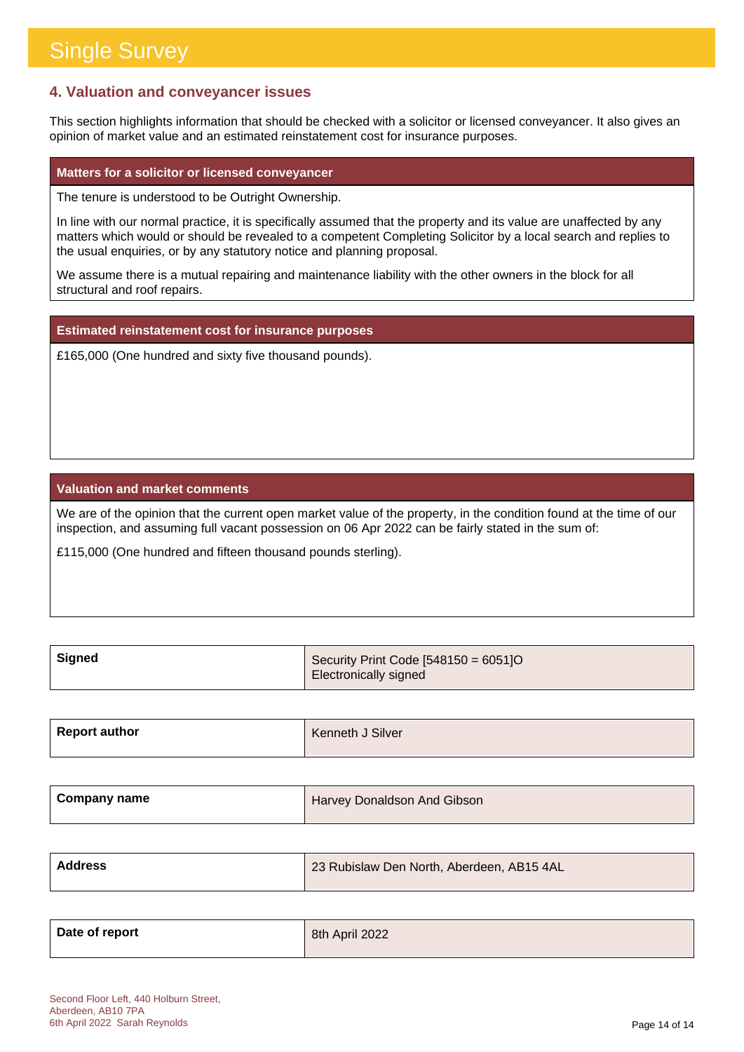## 4. Valuation and conveyancer issues

This section highlights information that should be checked with a solicitor or licensed conveyancer. It also gives an opinion of market value and an estimated reinstatement cost for insurance purposes.

### Matters for a solicitor or licensed conveyancer

The tenure is understood to be Outright Ownership.

In line with our normal practice, it is specifically assumed that the property and its value are unaffected by any matters which would or should be revealed to a competent Completing Solicitor by a local search and replies to the usual enquiries, or by any statutory notice and planning proposal.

We assume there is a mutual repairing and maintenance liability with the other owners in the block for all structural and roof repairs.

### Estimated reinstatement cost for insurance purposes

£165,000 (One hundred and sixty five thousand pounds).

### Valuation and market comments

We are of the opinion that the current open market value of the property, in the condition found at the time of our inspection, and assuming full vacant possession on 06 Apr 2022 can be fairly stated in the sum of:

£115,000 (One hundred and fifteen thousand pounds sterling).

| | |
|---|---|
| **Signed** | Security Print Code [548150 = 6051]O<br>Electronically signed |
| **Report author** | Kenneth J Silver |
| **Company name** | Harvey Donaldson And Gibson |
| **Address** | 23 Rubislaw Den North, Aberdeen, AB15 4AL |
| **Date of report** | 8th April 2022 |

Second Floor Left, 440 Holburn Street,
Aberdeen, AB10 7PA
6th April 2022 Sarah Reynolds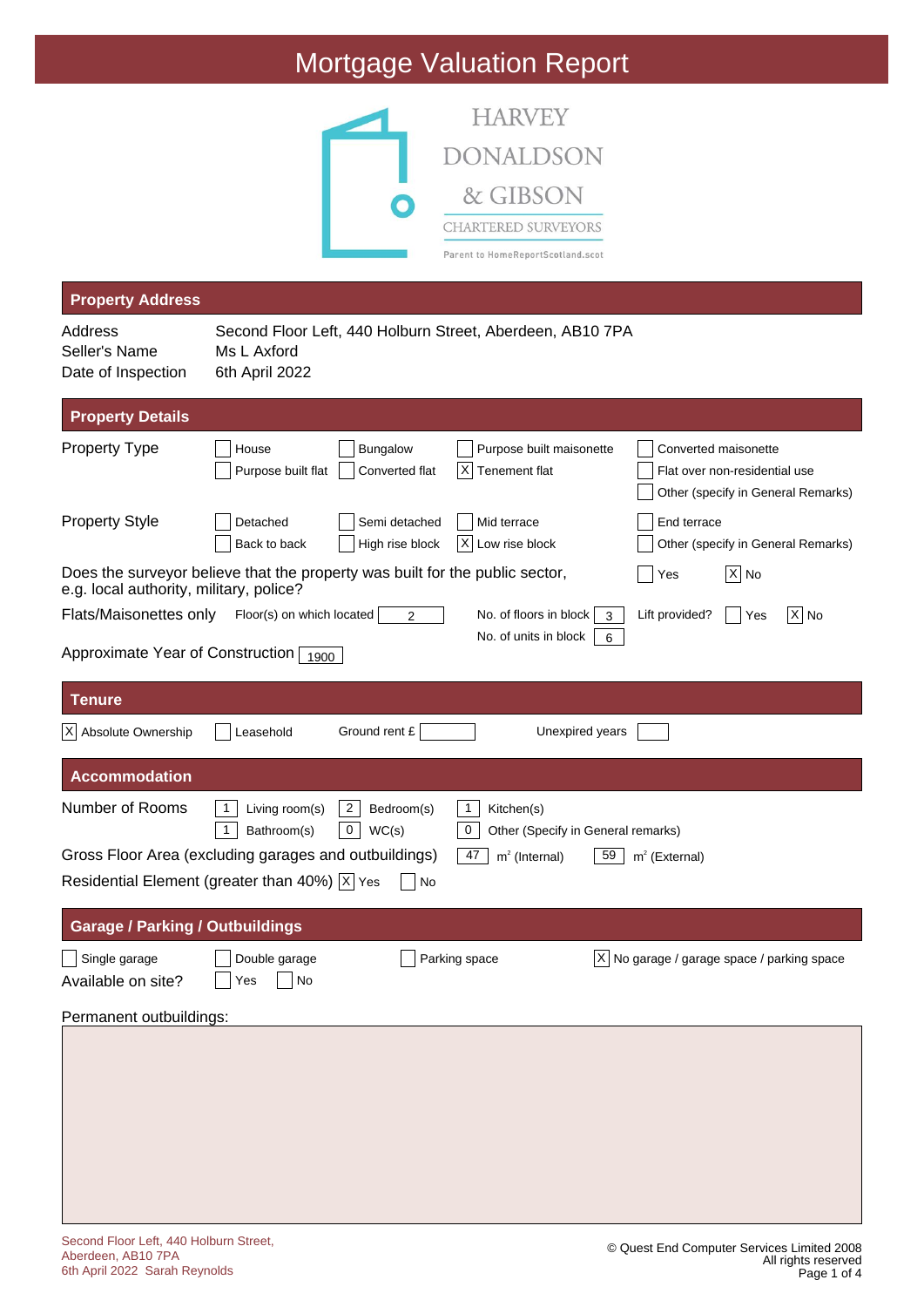# Mortgage Valuation Report

HARVEY DONALDSON & GIBSON
CHARTERED SURVEYORS
Parent to HomeReportScotland.scot

## Property Address

| | |
|---|---|
| Address | Second Floor Left, 440 Holburn Street, Aberdeen, AB10 7PA |
| Seller's Name | Ms L Axford |
| Date of Inspection | 6th April 2022 |

## Property Details

**Property Type**

- [ ] House
- [ ] Bungalow
- [ ] Purpose built maisonette
- [ ] Converted maisonette
- [ ] Purpose built flat
- [ ] Converted flat
- [X] Tenement flat
- [ ] Flat over non-residential use
- [ ] Other (specify in General Remarks)

**Property Style**

- [ ] Detached
- [ ] Semi detached
- [ ] Mid terrace
- [ ] End terrace
- [ ] Back to back
- [ ] High rise block
- [X] Low rise block
- [ ] Other (specify in General Remarks)

Does the surveyor believe that the property was built for the public sector, e.g. local authority, military, police? [ ] Yes [X] No

Flats/Maisonettes only: Floor(s) on which located: 2 | No. of floors in block: 3 | Lift provided? [ ] Yes [X] No | No. of units in block: 6

Approximate Year of Construction: 1900

## Tenure

[X] Absolute Ownership [ ] Leasehold Ground rent £ Unexpired years

## Accommodation

Number of Rooms: 1 Living room(s) | 2 Bedroom(s) | 1 Kitchen(s) | 1 Bathroom(s) | 0 WC(s) | 0 Other (Specify in General remarks)

Gross Floor Area (excluding garages and outbuildings): 47 $m^2$ (Internal) | 59 $m^2$ (External)

Residential Element (greater than 40%) [X] Yes [ ] No

## Garage / Parking / Outbuildings

- [ ] Single garage
- [ ] Double garage
- [ ] Parking space
- [X] No garage / garage space / parking space

Available on site? [ ] Yes [ ] No

Permanent outbuildings: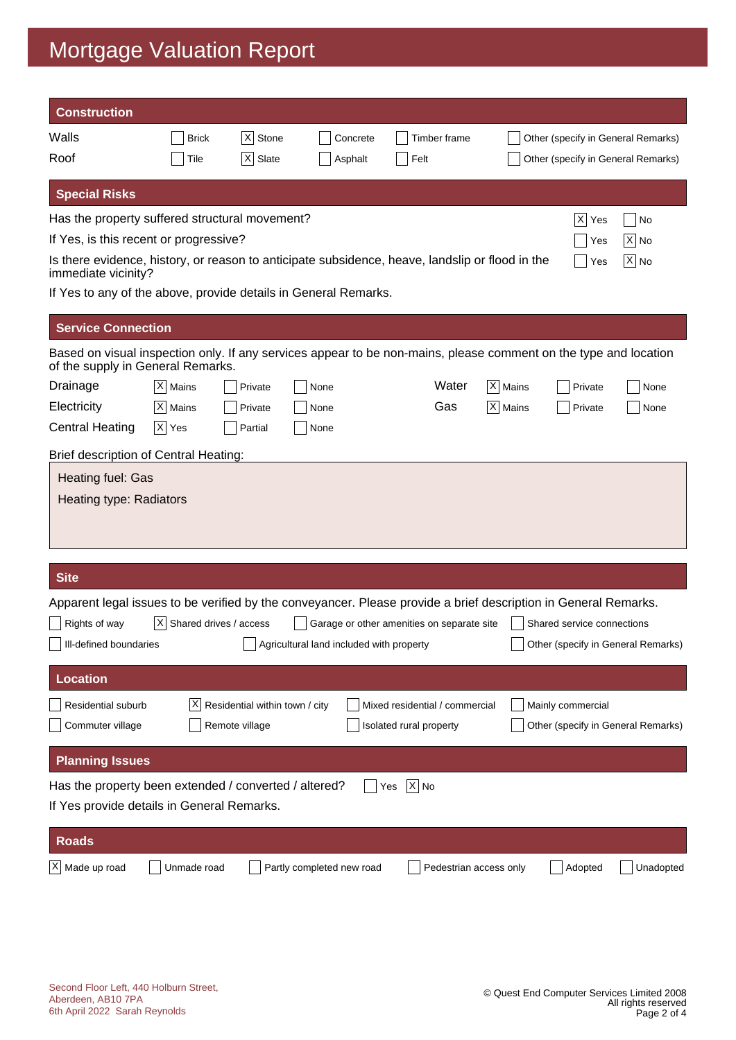# Mortgage Valuation Report

## Construction

| | | | | | |
|---|---|---|---|---|---|
| Walls | [ ] Brick | [X] Stone | [ ] Concrete | [ ] Timber frame | [ ] Other (specify in General Remarks) |
| Roof | [ ] Tile | [X] Slate | [ ] Asphalt | [ ] Felt | [ ] Other (specify in General Remarks) |

## Special Risks

Has the property suffered structural movement? [X] Yes [ ] No

If Yes, is this recent or progressive? [ ] Yes [X] No

Is there evidence, history, or reason to anticipate subsidence, heave, landslip or flood in the immediate vicinity? [ ] Yes [X] No

If Yes to any of the above, provide details in General Remarks.

## Service Connection

Based on visual inspection only. If any services appear to be non-mains, please comment on the type and location of the supply in General Remarks.

| | | | | | | | |
|---|---|---|---|---|---|---|---|
| Drainage | [X] Mains | [ ] Private | [ ] None | Water | [X] Mains | [ ] Private | [ ] None |
| Electricity | [X] Mains | [ ] Private | [ ] None | Gas | [X] Mains | [ ] Private | [ ] None |
| Central Heating | [X] Yes | [ ] Partial | [ ] None | | | | |

Brief description of Central Heating:

Heating fuel: Gas

Heating type: Radiators

## Site

Apparent legal issues to be verified by the conveyancer. Please provide a brief description in General Remarks.

[ ] Rights of way [X] Shared drives / access [ ] Garage or other amenities on separate site [ ] Shared service connections

[ ] Ill-defined boundaries [ ] Agricultural land included with property [ ] Other (specify in General Remarks)

## Location

[ ] Residential suburb [X] Residential within town / city [ ] Mixed residential / commercial [ ] Mainly commercial

[ ] Commuter village [ ] Remote village [ ] Isolated rural property [ ] Other (specify in General Remarks)

## Planning Issues

Has the property been extended / converted / altered? [ ] Yes [X] No

If Yes provide details in General Remarks.

## Roads

[X] Made up road [ ] Unmade road [ ] Partly completed new road [ ] Pedestrian access only [ ] Adopted [ ] Unadopted

Second Floor Left, 440 Holburn Street,
Aberdeen, AB10 7PA
6th April 2022 Sarah Reynolds

© Quest End Computer Services Limited 2008
All rights reserved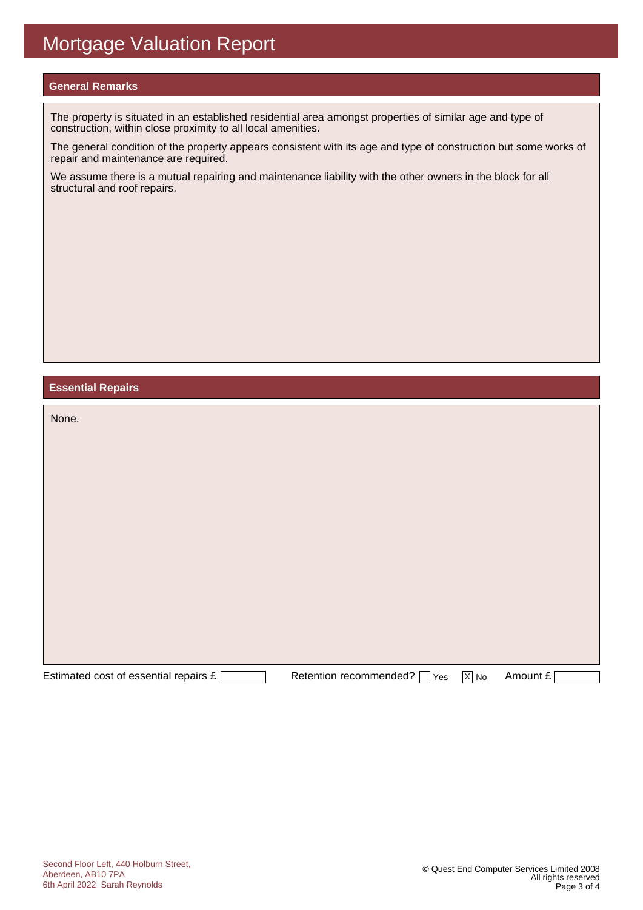# Mortgage Valuation Report

## General Remarks

The property is situated in an established residential area amongst properties of similar age and type of construction, within close proximity to all local amenities.

The general condition of the property appears consistent with its age and type of construction but some works of repair and maintenance are required.

We assume there is a mutual repairing and maintenance liability with the other owners in the block for all structural and roof repairs.

## Essential Repairs

None.

Estimated cost of essential repairs £ [ ]    Retention recommended? [ ] Yes [X] No    Amount £ [ ]

Second Floor Left, 440 Holburn Street,
Aberdeen, AB10 7PA
6th April 2022 Sarah Reynolds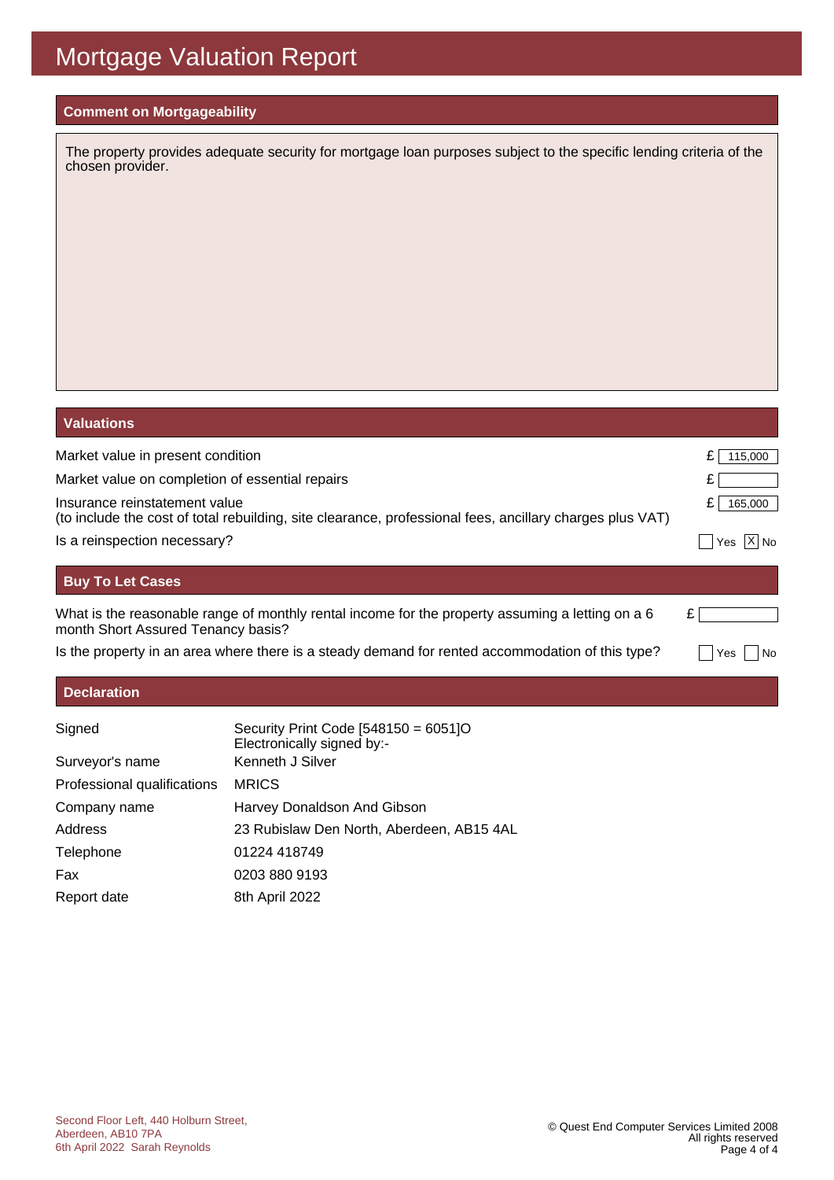# Mortgage Valuation Report

## Comment on Mortgageability

The property provides adequate security for mortgage loan purposes subject to the specific lending criteria of the chosen provider.

## Valuations

| | |
|---|---|
| Market value in present condition | £ 115,000 |
| Market value on completion of essential repairs | £ |
| Insurance reinstatement value (to include the cost of total rebuilding, site clearance, professional fees, ancillary charges plus VAT) | £ 165,000 |
| Is a reinspection necessary? | [ ] Yes [X] No |

## Buy To Let Cases

| | |
|---|---|
| What is the reasonable range of monthly rental income for the property assuming a letting on a 6 month Short Assured Tenancy basis? | £ |
| Is the property in an area where there is a steady demand for rented accommodation of this type? | [ ] Yes [ ] No |

## Declaration

| | |
|---|---|
| Signed | Security Print Code [548150 = 6051]O Electronically signed by:- |
| Surveyor's name | Kenneth J Silver |
| Professional qualifications | MRICS |
| Company name | Harvey Donaldson And Gibson |
| Address | 23 Rubislaw Den North, Aberdeen, AB15 4AL |
| Telephone | 01224 418749 |
| Fax | 0203 880 9193 |
| Report date | 8th April 2022 |

Second Floor Left, 440 Holburn Street, Aberdeen, AB10 7PA
6th April 2022 Sarah Reynolds

© Quest End Computer Services Limited 2008
All rights reserved